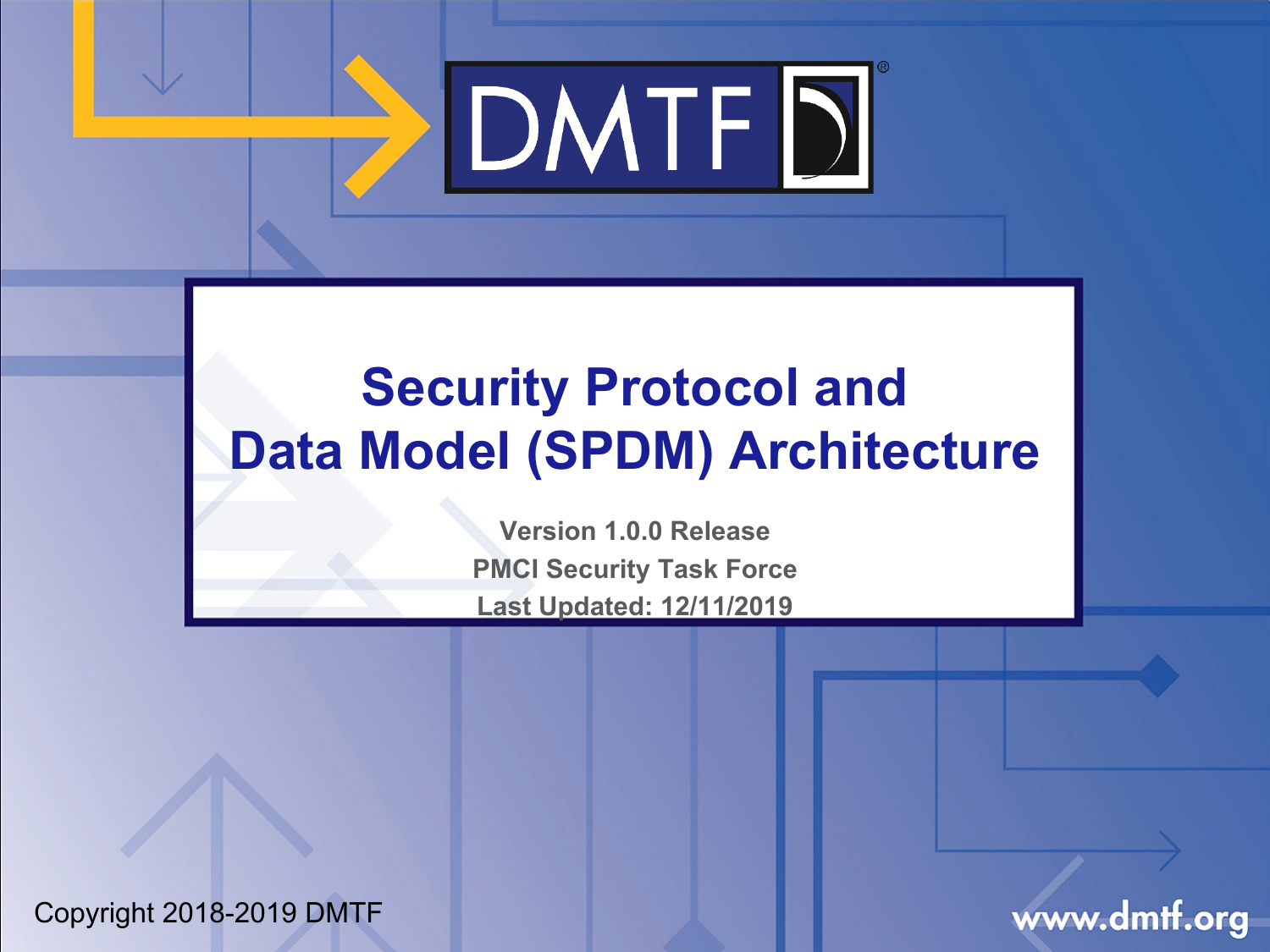DMTF

# Security Protocol and Data Model (SPDM) Architecture

**Version 1.0.0 Release**

**PMCI Security Task Force**

**Last Updated: 12/11/2019**

Copyright 2018-2019 DMTF

www.dmtf.org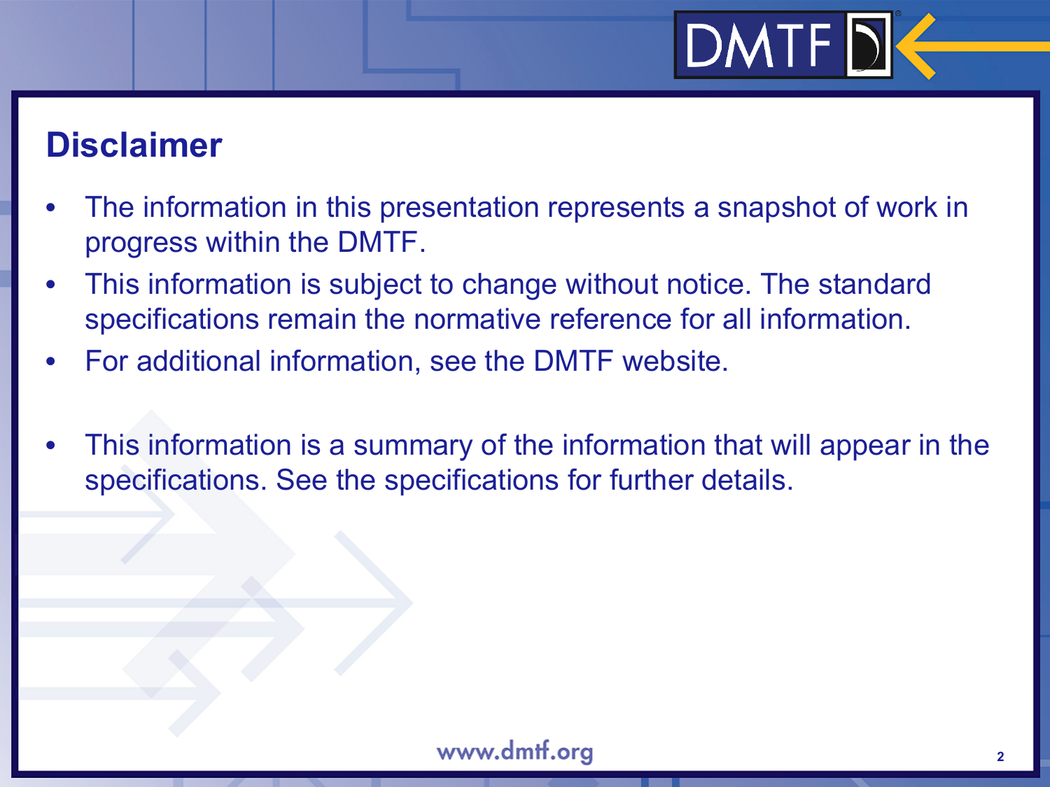# Disclaimer

- The information in this presentation represents a snapshot of work in progress within the DMTF.
- This information is subject to change without notice. The standard specifications remain the normative reference for all information.
- For additional information, see the DMTF website.

- This information is a summary of the information that will appear in the specifications. See the specifications for further details.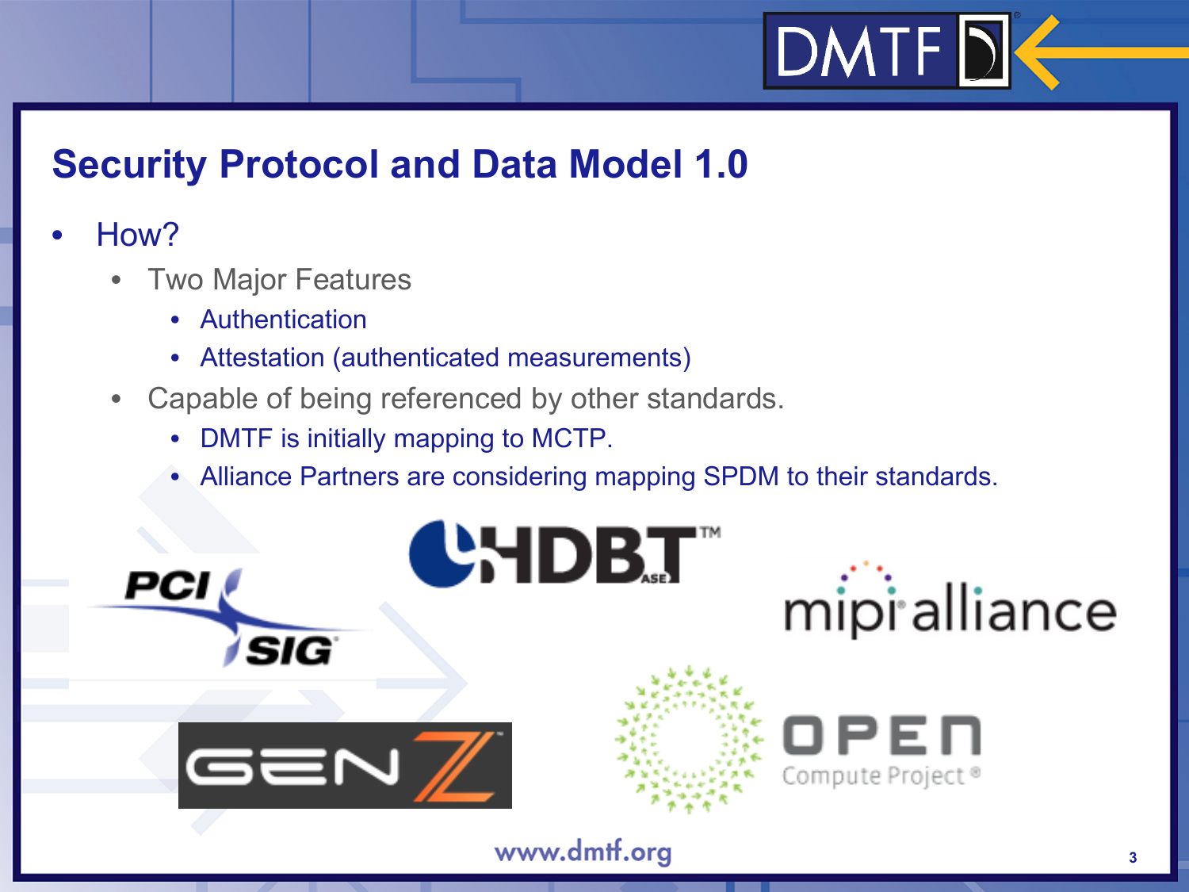# Security Protocol and Data Model 1.0

- How?
  - Two Major Features
    - Authentication
    - Attestation (authenticated measurements)
  - Capable of being referenced by other standards.
    - DMTF is initially mapping to MCTP.
    - Alliance Partners are considering mapping SPDM to their standards.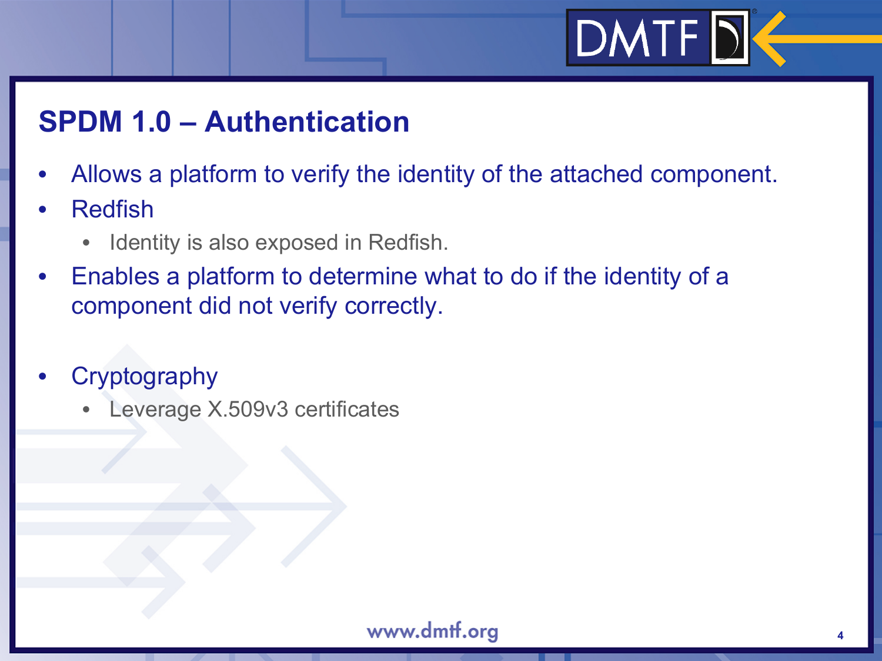# SPDM 1.0 – Authentication

- Allows a platform to verify the identity of the attached component.
- Redfish
  - Identity is also exposed in Redfish.
- Enables a platform to determine what to do if the identity of a component did not verify correctly.

- Cryptography
  - Leverage X.509v3 certificates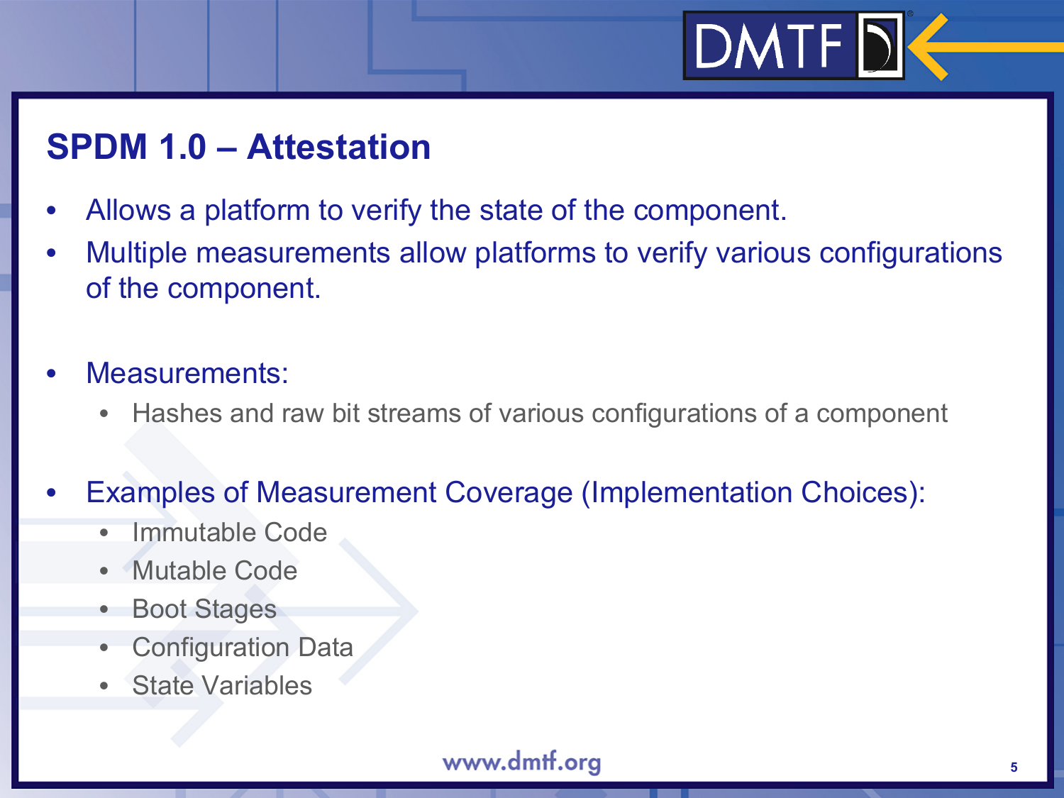# SPDM 1.0 – Attestation

- Allows a platform to verify the state of the component.
- Multiple measurements allow platforms to verify various configurations of the component.

- Measurements:
  - Hashes and raw bit streams of various configurations of a component

- Examples of Measurement Coverage (Implementation Choices):
  - Immutable Code
  - Mutable Code
  - Boot Stages
  - Configuration Data
  - State Variables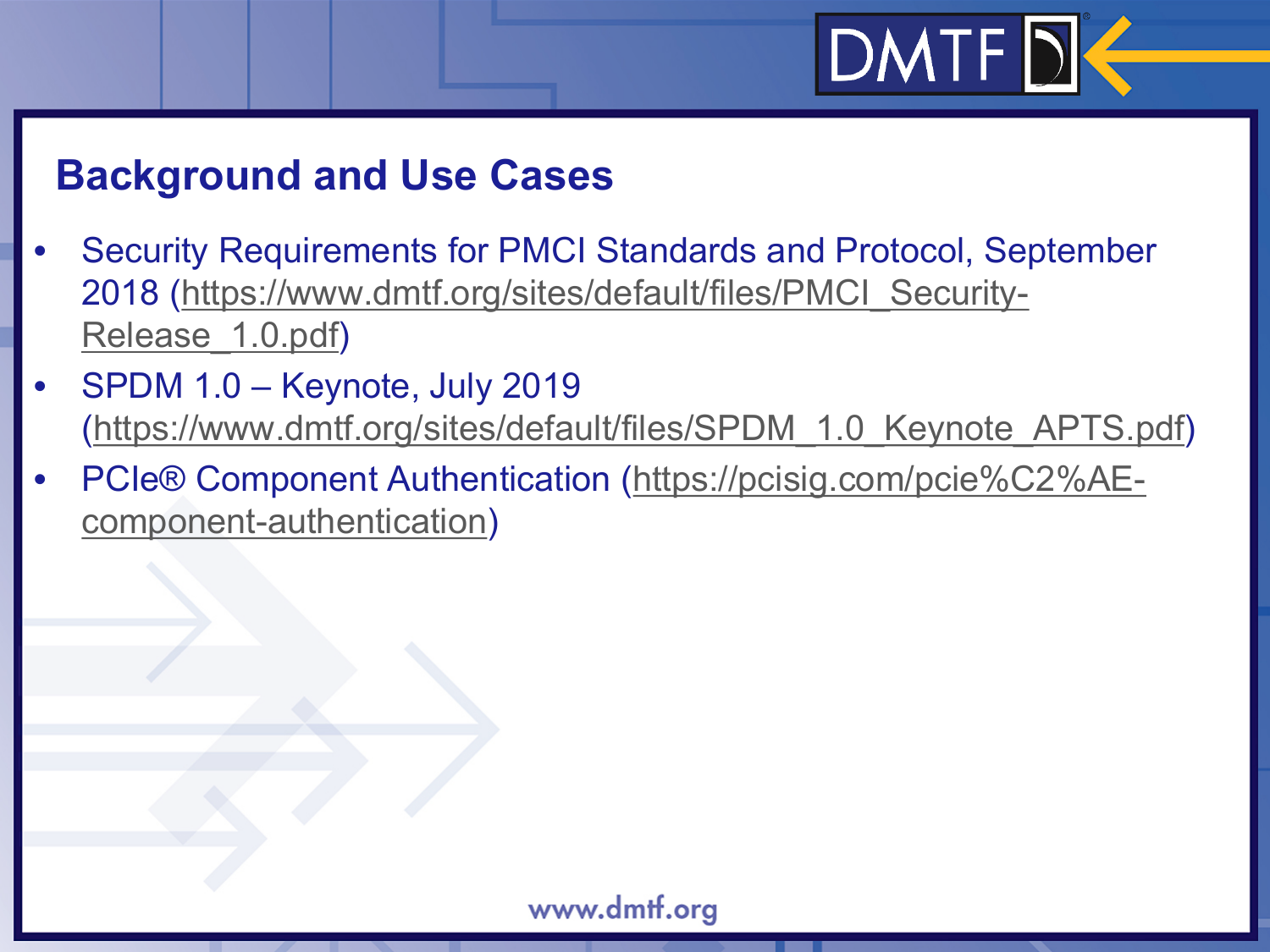## Background and Use Cases

- Security Requirements for PMCI Standards and Protocol, September 2018 (https://www.dmtf.org/sites/default/files/PMCI_Security-Release_1.0.pdf)
- SPDM 1.0 – Keynote, July 2019 (https://www.dmtf.org/sites/default/files/SPDM_1.0_Keynote_APTS.pdf)
- PCIe® Component Authentication (https://pcisig.com/pcie%C2%AE-component-authentication)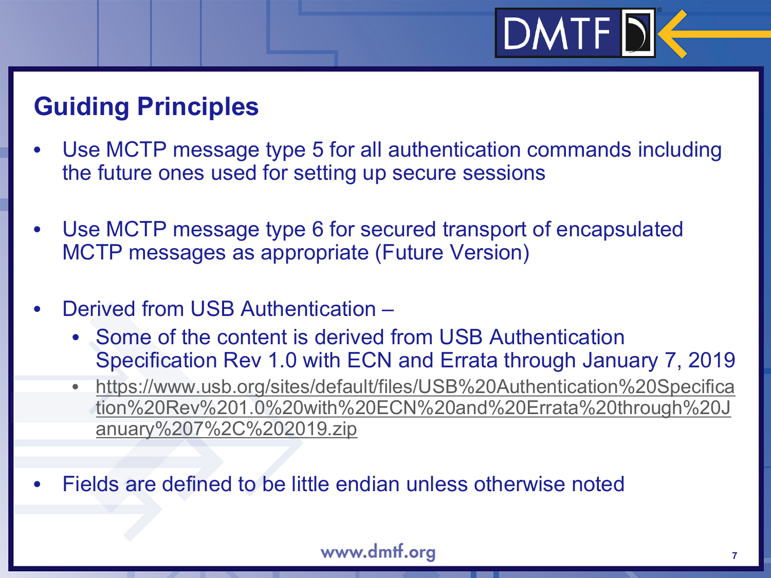## Guiding Principles

- Use MCTP message type 5 for all authentication commands including the future ones used for setting up secure sessions
- Use MCTP message type 6 for secured transport of encapsulated MCTP messages as appropriate (Future Version)
- Derived from USB Authentication –
  - Some of the content is derived from USB Authentication Specification Rev 1.0 with ECN and Errata through January 7, 2019
  - https://www.usb.org/sites/default/files/USB%20Authentication%20Specification%20Rev%201.0%20with%20ECN%20and%20Errata%20through%20January%207%2C%202019.zip
- Fields are defined to be little endian unless otherwise noted

www.dmtf.org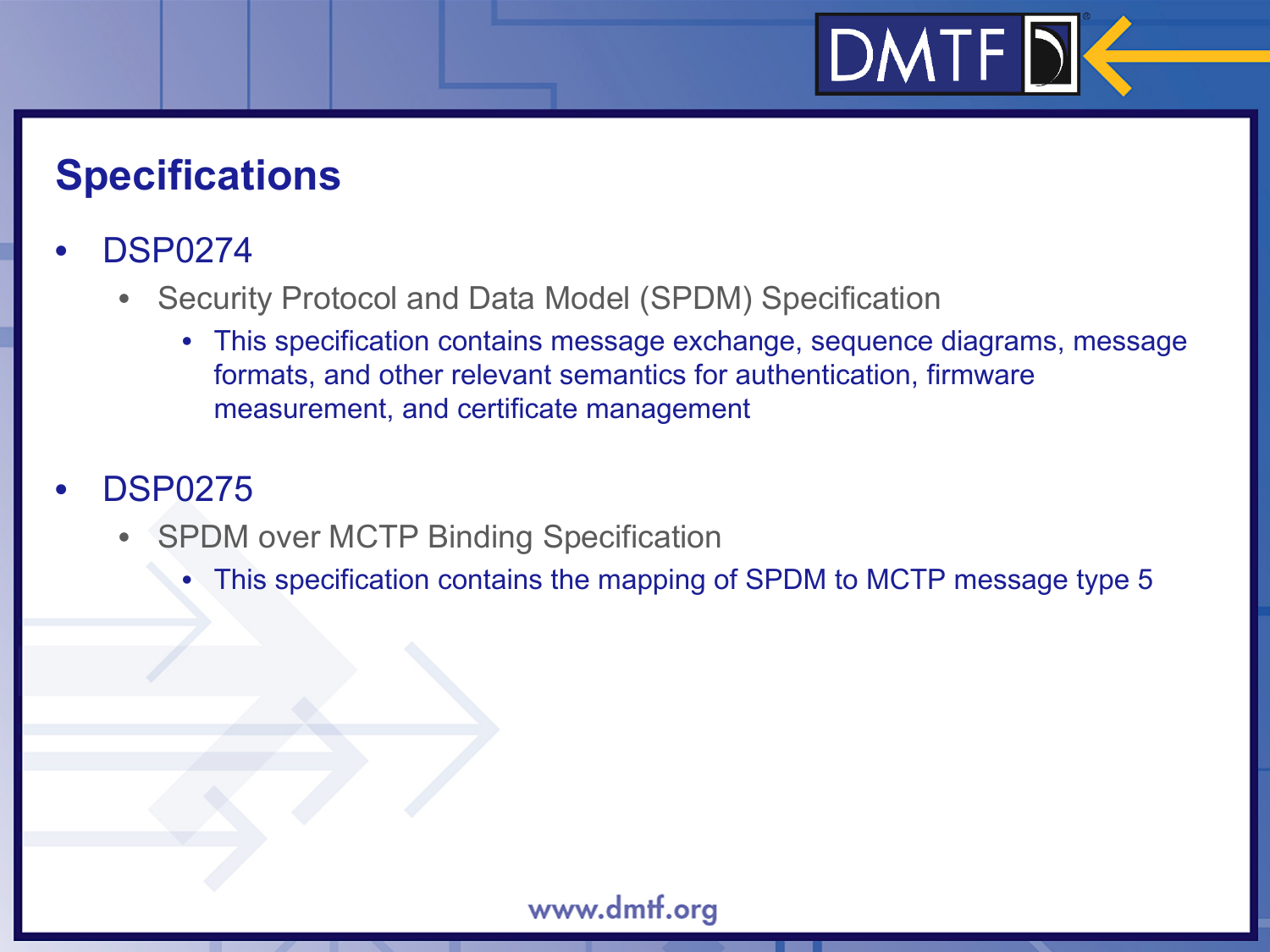## Specifications

- DSP0274
  - Security Protocol and Data Model (SPDM) Specification
    - This specification contains message exchange, sequence diagrams, message formats, and other relevant semantics for authentication, firmware measurement, and certificate management
- DSP0275
  - SPDM over MCTP Binding Specification
    - This specification contains the mapping of SPDM to MCTP message type 5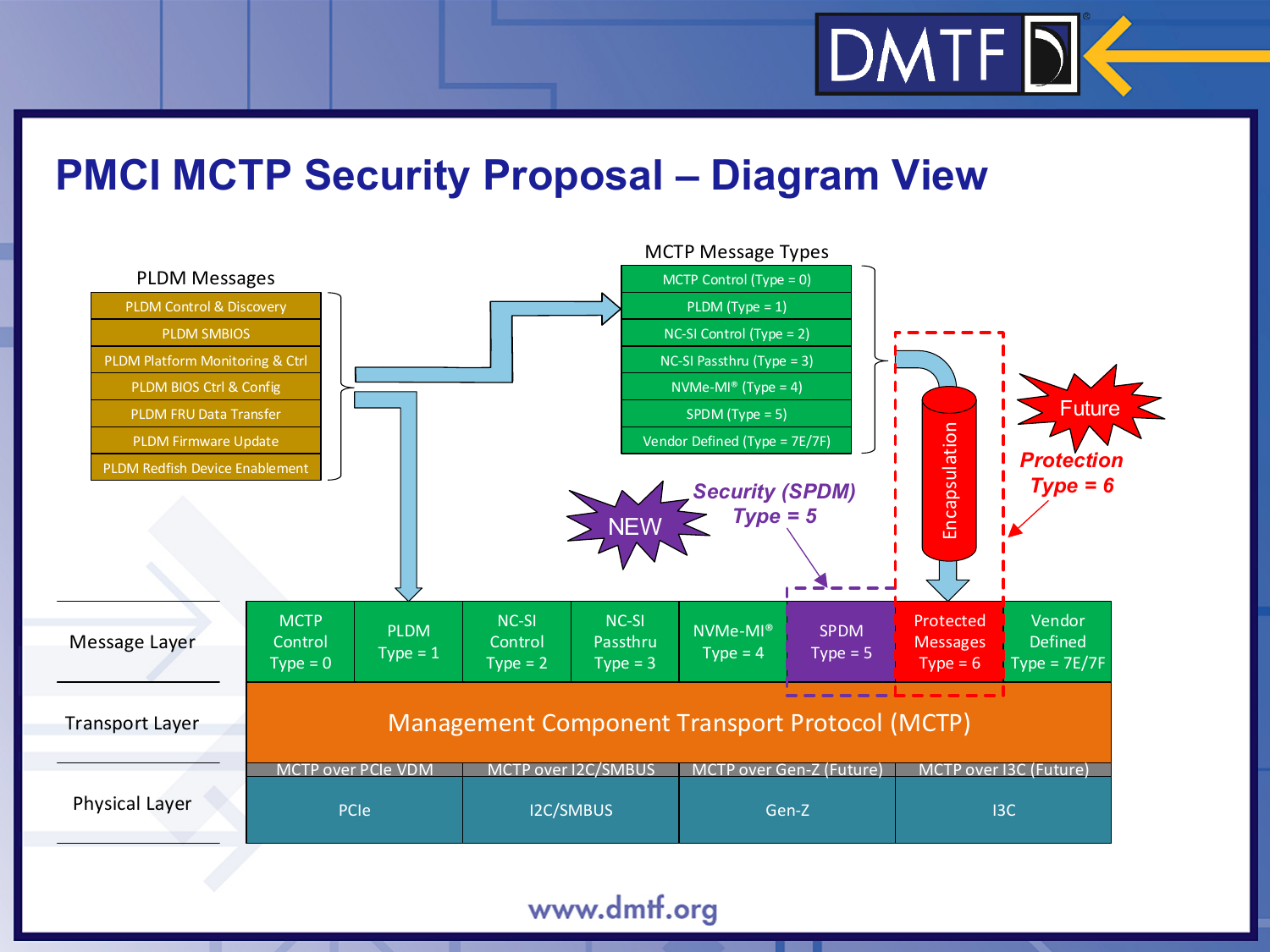# PMCI MCTP Security Proposal – Diagram View

PLDM Messages

- PLDM Control & Discovery
- PLDM SMBIOS
- PLDM Platform Monitoring & Ctrl
- PLDM BIOS Ctrl & Config
- PLDM FRU Data Transfer
- PLDM Firmware Update
- PLDM Redfish Device Enablement

MCTP Message Types

- MCTP Control (Type = 0)
- PLDM (Type = 1)
- NC-SI Control (Type = 2)
- NC-SI Passthru (Type = 3)
- NVMe-MI® (Type = 4)
- SPDM (Type = 5)
- Vendor Defined (Type = 7E/7F)

NEW

*Security (SPDM) Type = 5*

Encapsulation

Future

*Protection Type = 6*

| | | | | | | | | |
|---|---|---|---|---|---|---|---|---|
| Message Layer | MCTP Control Type = 0 | PLDM Type = 1 | NC-SI Control Type = 2 | NC-SI Passthru Type = 3 | NVMe-MI® Type = 4 | SPDM Type = 5 | Protected Messages Type = 6 | Vendor Defined Type = 7E/7F |
| Transport Layer | Management Component Transport Protocol (MCTP) | | | | | | | |
| | MCTP over PCIe VDM | | MCTP over I2C/SMBUS | | MCTP over Gen-Z (Future) | | MCTP over I3C (Future) | |
| Physical Layer | PCIe | | I2C/SMBUS | | Gen-Z | | I3C | |

www.dmtf.org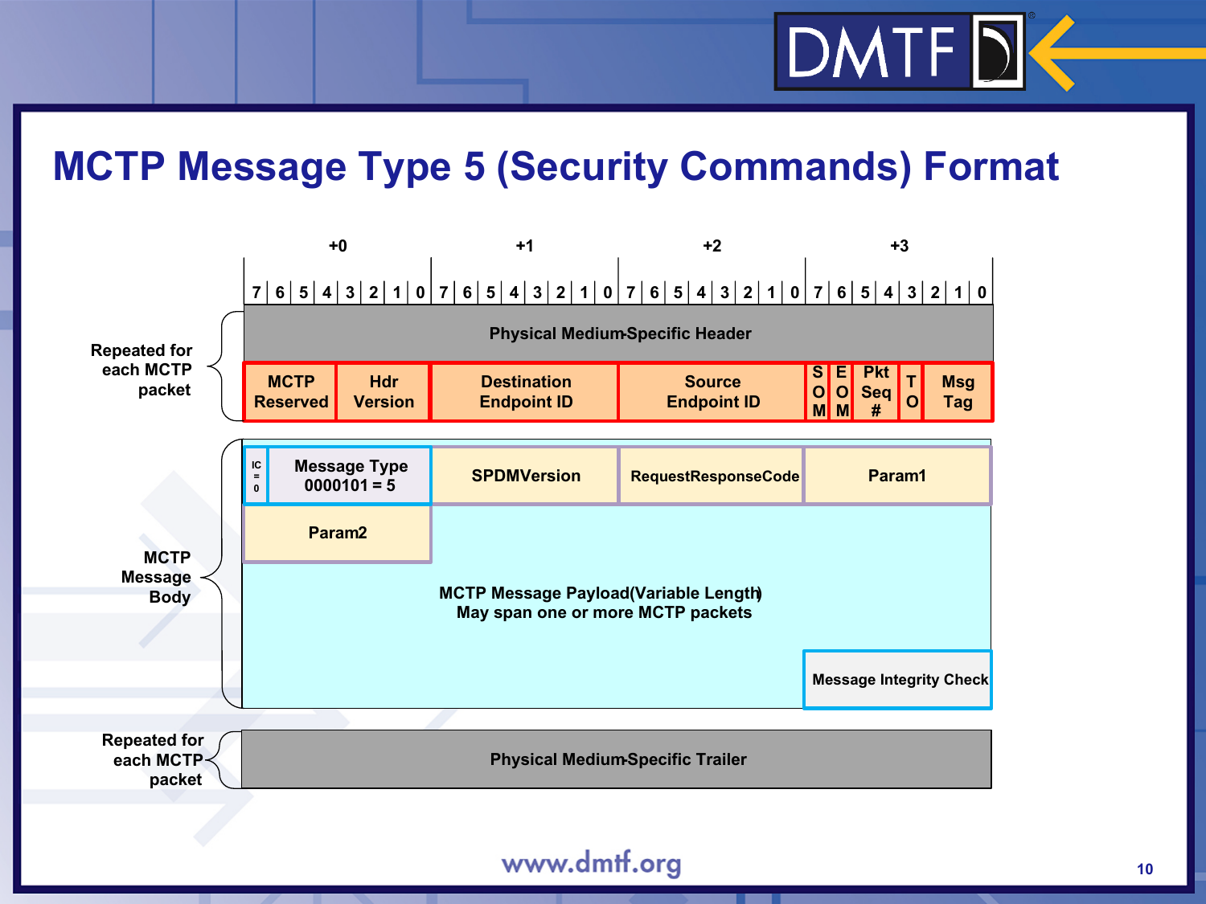# MCTP Message Type 5 (Security Commands) Format

| +0 | | | | +1 | | | | +2 | | | | +3 | | | | | | |
|---|---|---|---|---|---|---|---|---|---|---|---|---|---|---|---|---|---|---|
| Physical Medium-Specific Header | | | | | | | | | | | | | | | | | | |
| MCTP Reserved | Hdr Version | | | Destination Endpoint ID | | | | Source Endpoint ID | | | | SOM | EOM | Pkt Seq # | TO | Msg Tag | | |
| IC = 0 | Message Type 0000101 = 5 | | | SPDMVersion | | | | RequestResponseCode | | | | Param1 | | | | | | |
| Param2 | | | | MCTP Message Payload(Variable Length) May span one or more MCTP packets | | | | | | | | | | | | | | |
| | | | | | | | | | | | | Message Integrity Check | | | | | | |
| Physical Medium-Specific Trailer | | | | | | | | | | | | | | | | | | |

Bit positions for each byte: 7 6 5 4 3 2 1 0

- Physical Medium-Specific Header and MCTP transport header: Repeated for each MCTP packet
- Message Type, SPDMVersion, RequestResponseCode, Param1, Param2, Payload, Message Integrity Check: MCTP Message Body
- Physical Medium-Specific Trailer: Repeated for each MCTP packet

www.dmtf.org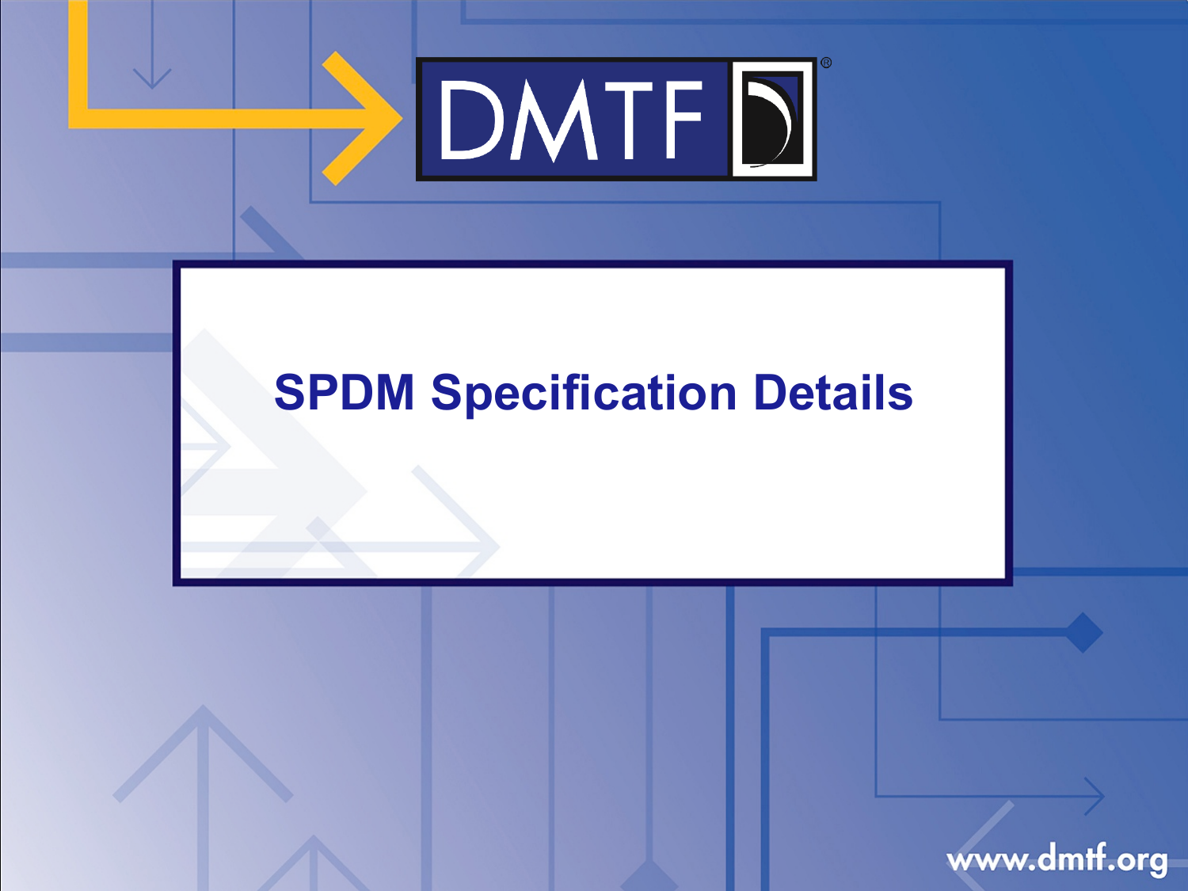# SPDM Specification Details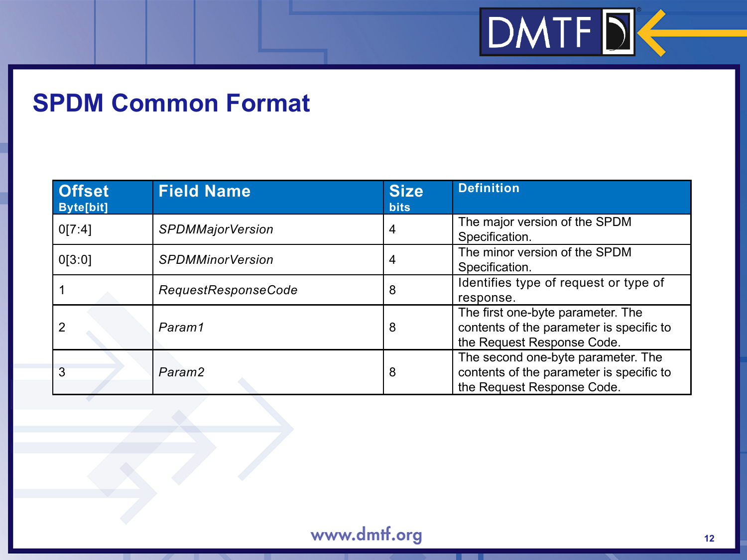# SPDM Common Format

| Offset Byte[bit] | Field Name | Size bits | Definition |
|---|---|---|---|
| 0[7:4] | *SPDMMajorVersion* | 4 | The major version of the SPDM Specification. |
| 0[3:0] | *SPDMMinorVersion* | 4 | The minor version of the SPDM Specification. |
| 1 | *RequestResponseCode* | 8 | Identifies type of request or type of response. |
| 2 | *Param1* | 8 | The first one-byte parameter. The contents of the parameter is specific to the Request Response Code. |
| 3 | *Param2* | 8 | The second one-byte parameter. The contents of the parameter is specific to the Request Response Code. |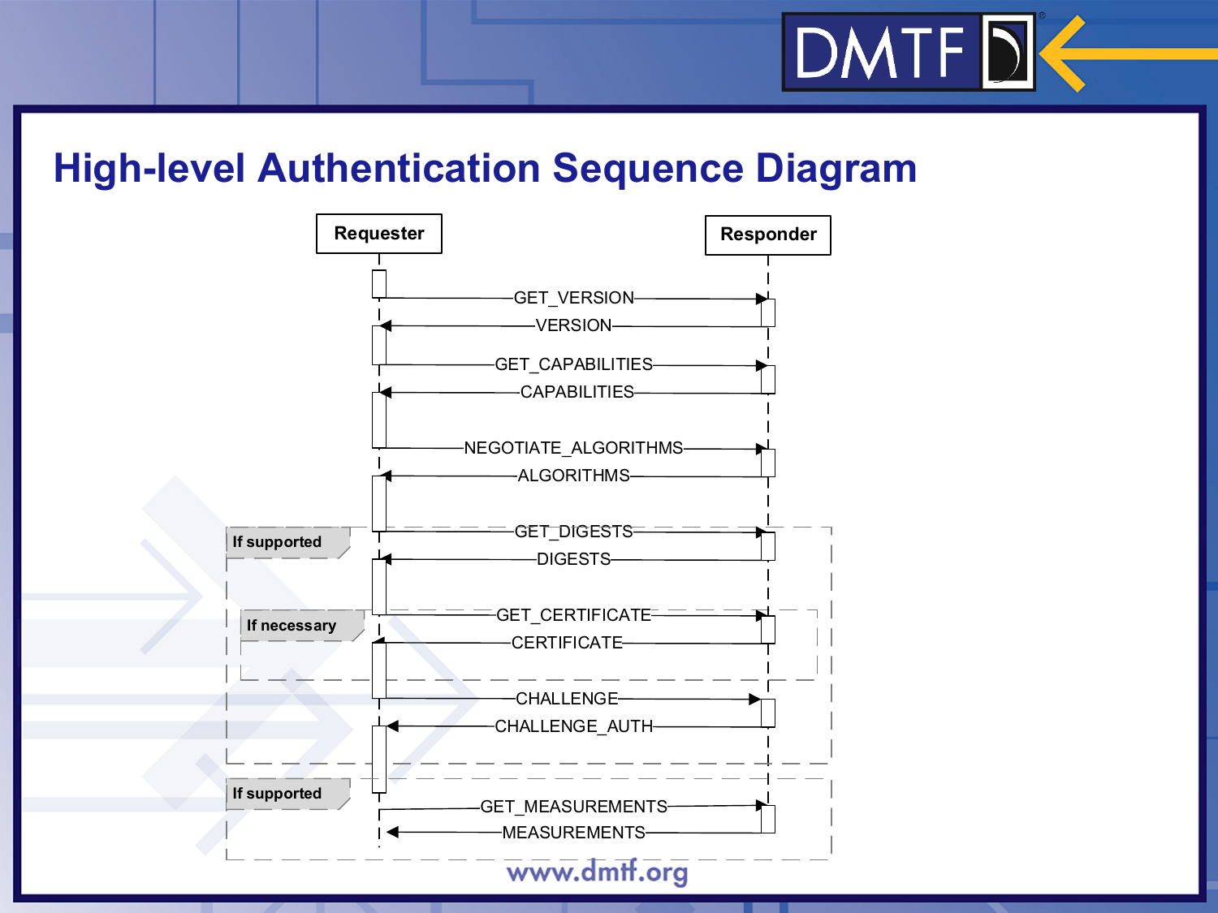# High-level Authentication Sequence Diagram

Requester

Responder

GET_VERSION

VERSION

GET_CAPABILITIES

CAPABILITIES

NEGOTIATE_ALGORITHMS

ALGORITHMS

If supported

GET_DIGESTS

DIGESTS

If necessary

GET_CERTIFICATE

CERTIFICATE

CHALLENGE

CHALLENGE_AUTH

If supported

GET_MEASUREMENTS

MEASUREMENTS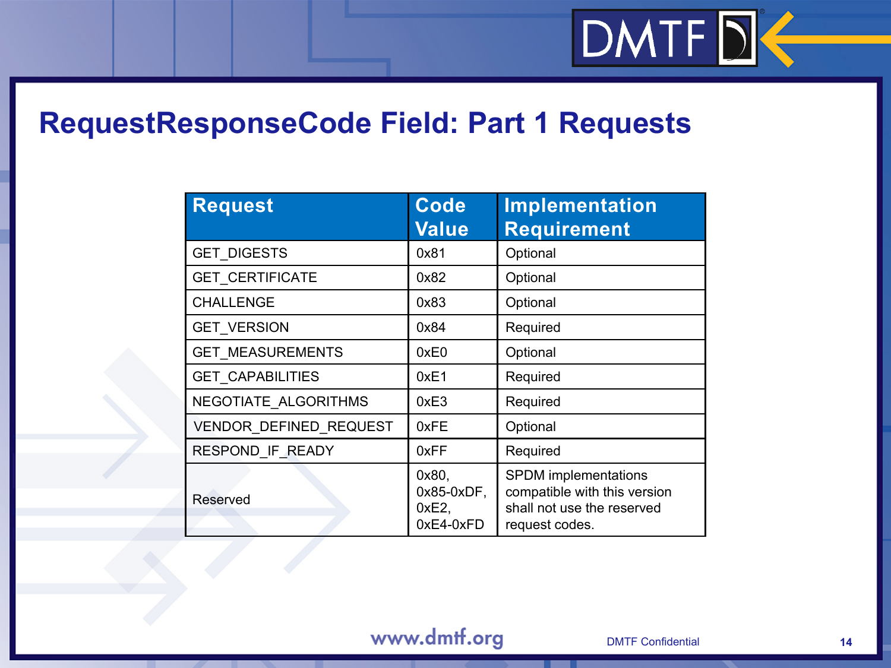# RequestResponseCode Field: Part 1 Requests

| Request | Code Value | Implementation Requirement |
|---|---|---|
| GET_DIGESTS | 0x81 | Optional |
| GET_CERTIFICATE | 0x82 | Optional |
| CHALLENGE | 0x83 | Optional |
| GET_VERSION | 0x84 | Required |
| GET_MEASUREMENTS | 0xE0 | Optional |
| GET_CAPABILITIES | 0xE1 | Required |
| NEGOTIATE_ALGORITHMS | 0xE3 | Required |
| VENDOR_DEFINED_REQUEST | 0xFE | Optional |
| RESPOND_IF_READY | 0xFF | Required |
| Reserved | 0x80, 0x85-0xDF, 0xE2, 0xE4-0xFD | SPDM implementations compatible with this version shall not use the reserved request codes. |

www.dmtf.org

DMTF Confidential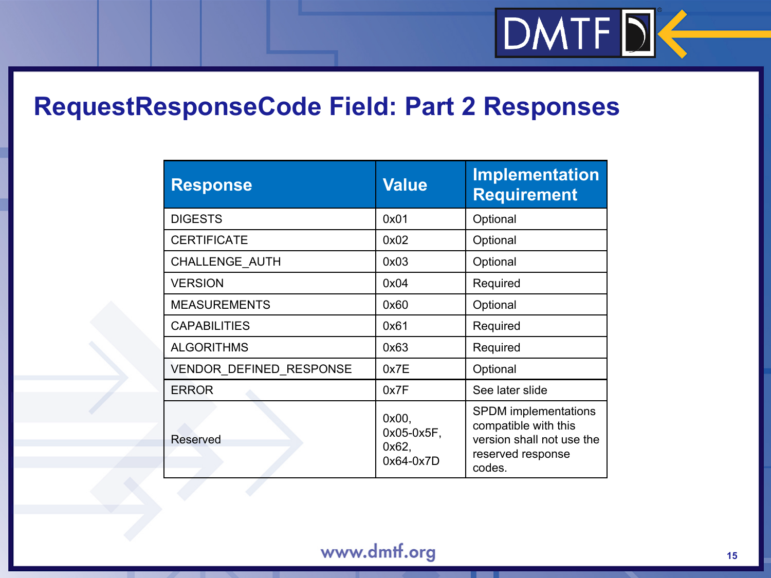# RequestResponseCode Field: Part 2 Responses

| Response | Value | Implementation Requirement |
| --- | --- | --- |
| DIGESTS | 0x01 | Optional |
| CERTIFICATE | 0x02 | Optional |
| CHALLENGE_AUTH | 0x03 | Optional |
| VERSION | 0x04 | Required |
| MEASUREMENTS | 0x60 | Optional |
| CAPABILITIES | 0x61 | Required |
| ALGORITHMS | 0x63 | Required |
| VENDOR_DEFINED_RESPONSE | 0x7E | Optional |
| ERROR | 0x7F | See later slide |
| Reserved | 0x00, 0x05-0x5F, 0x62, 0x64-0x7D | SPDM implementations compatible with this version shall not use the reserved response codes. |

www.dmtf.org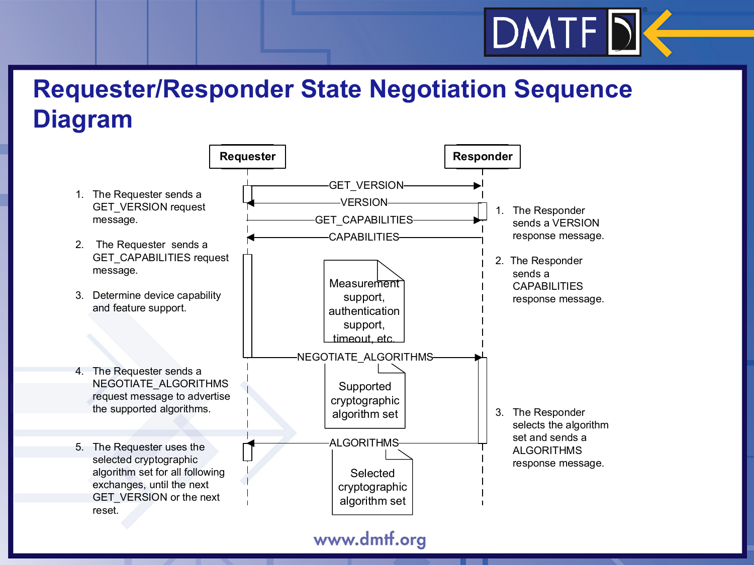# Requester/Responder State Negotiation Sequence Diagram

Requester

Responder

GET_VERSION

VERSION

GET_CAPABILITIES

CAPABILITIES

Measurement support, authentication support, timeout, etc.

NEGOTIATE_ALGORITHMS

Supported cryptographic algorithm set

ALGORITHMS

Selected cryptographic algorithm set

**Requester:**

1. The Requester sends a GET_VERSION request message.
2. The Requester sends a GET_CAPABILITIES request message.
3. Determine device capability and feature support.
4. The Requester sends a NEGOTIATE_ALGORITHMS request message to advertise the supported algorithms.
5. The Requester uses the selected cryptographic algorithm set for all following exchanges, until the next GET_VERSION or the next reset.

**Responder:**

1. The Responder sends a VERSION response message.
2. The Responder sends a CAPABILITIES response message.
3. The Responder selects the algorithm set and sends a ALGORITHMS response message.

www.dmtf.org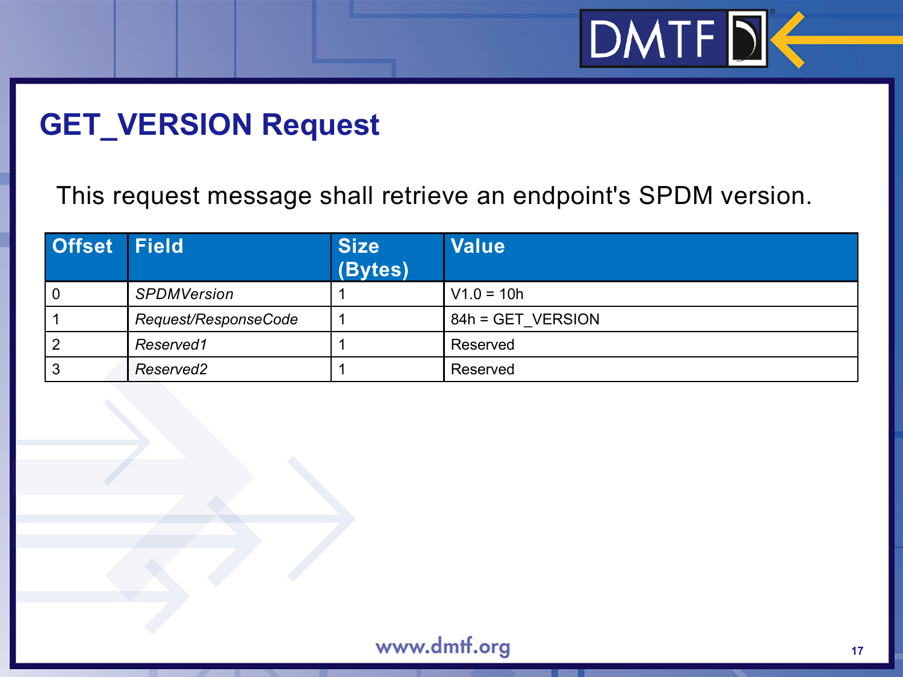# GET_VERSION Request

This request message shall retrieve an endpoint's SPDM version.

| Offset | Field | Size (Bytes) | Value |
|---|---|---|---|
| 0 | *SPDMVersion* | 1 | V1.0 = 10h |
| 1 | *Request/ResponseCode* | 1 | 84h = GET_VERSION |
| 2 | *Reserved1* | 1 | Reserved |
| 3 | *Reserved2* | 1 | Reserved |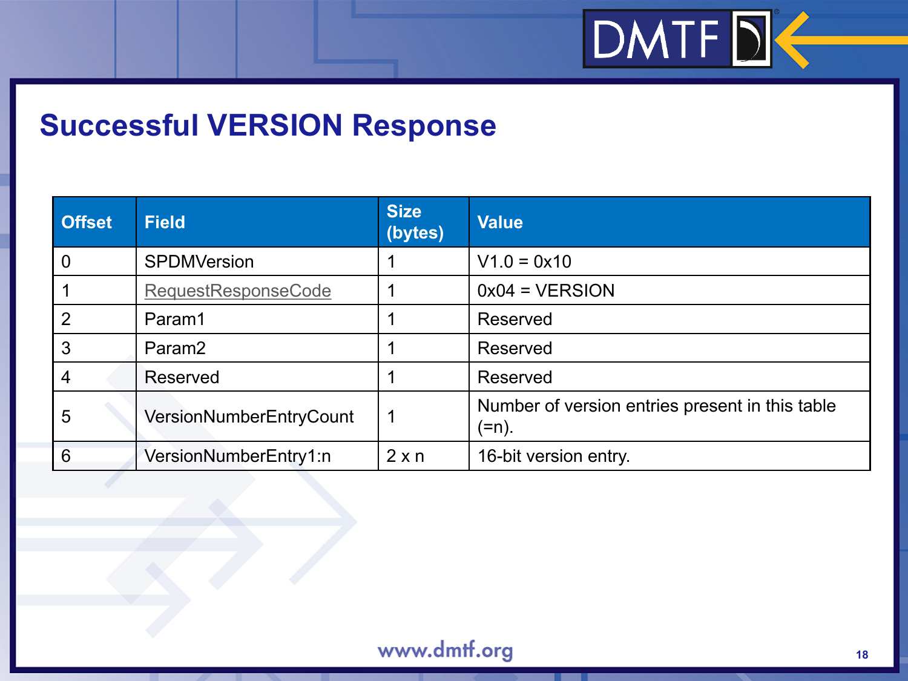# Successful VERSION Response

| Offset | Field | Size (bytes) | Value |
|---|---|---|---|
| 0 | SPDMVersion | 1 | V1.0 = 0x10 |
| 1 | RequestResponseCode | 1 | 0x04 = VERSION |
| 2 | Param1 | 1 | Reserved |
| 3 | Param2 | 1 | Reserved |
| 4 | Reserved | 1 | Reserved |
| 5 | VersionNumberEntryCount | 1 | Number of version entries present in this table (=n). |
| 6 | VersionNumberEntry1:n | 2 x n | 16-bit version entry. |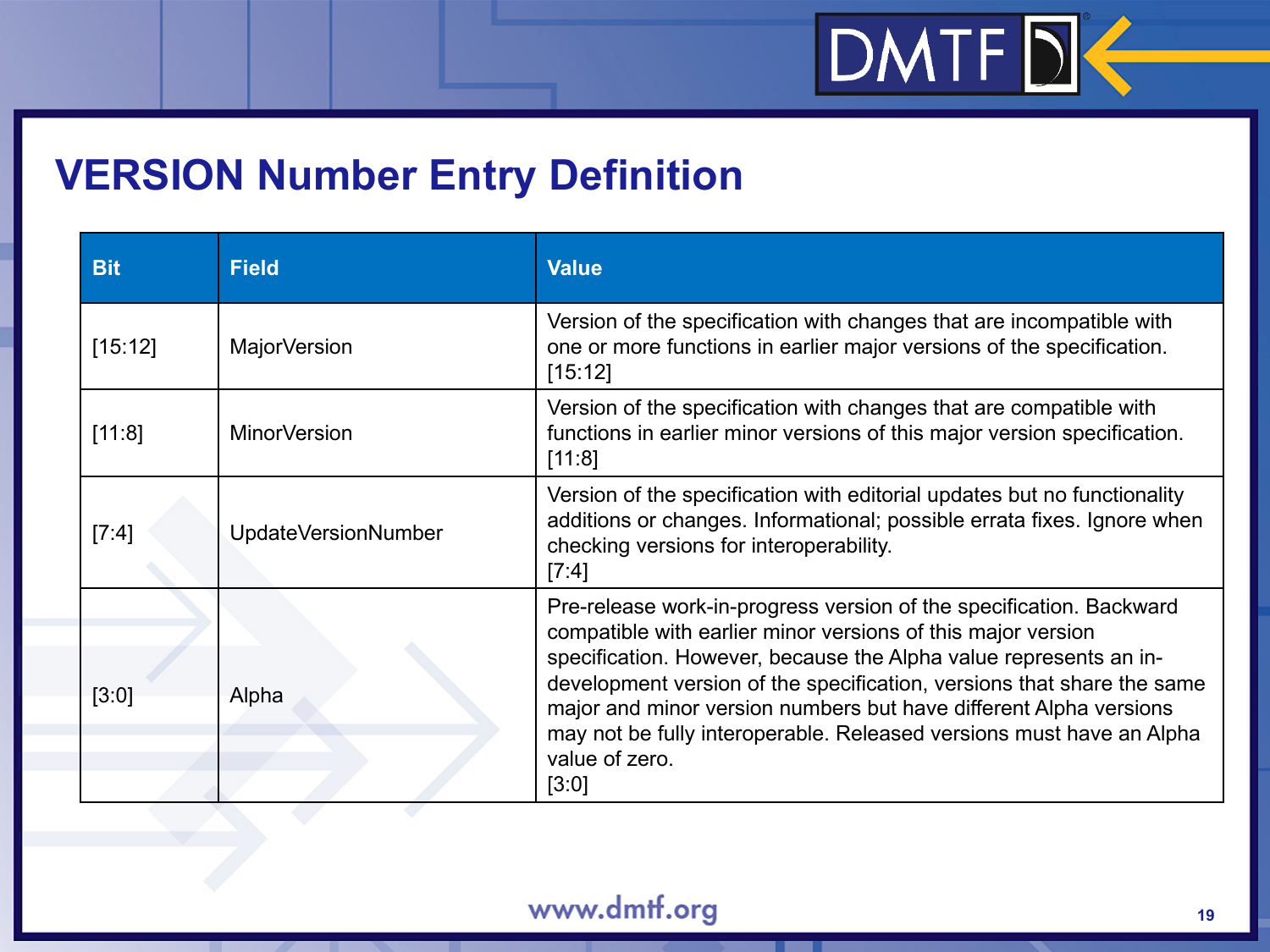# VERSION Number Entry Definition

| Bit | Field | Value |
|---|---|---|
| [15:12] | MajorVersion | Version of the specification with changes that are incompatible with one or more functions in earlier major versions of the specification. [15:12] |
| [11:8] | MinorVersion | Version of the specification with changes that are compatible with functions in earlier minor versions of this major version specification. [11:8] |
| [7:4] | UpdateVersionNumber | Version of the specification with editorial updates but no functionality additions or changes. Informational; possible errata fixes. Ignore when checking versions for interoperability. [7:4] |
| [3:0] | Alpha | Pre-release work-in-progress version of the specification. Backward compatible with earlier minor versions of this major version specification. However, because the Alpha value represents an in-development version of the specification, versions that share the same major and minor version numbers but have different Alpha versions may not be fully interoperable. Released versions must have an Alpha value of zero. [3:0] |

www.dmtf.org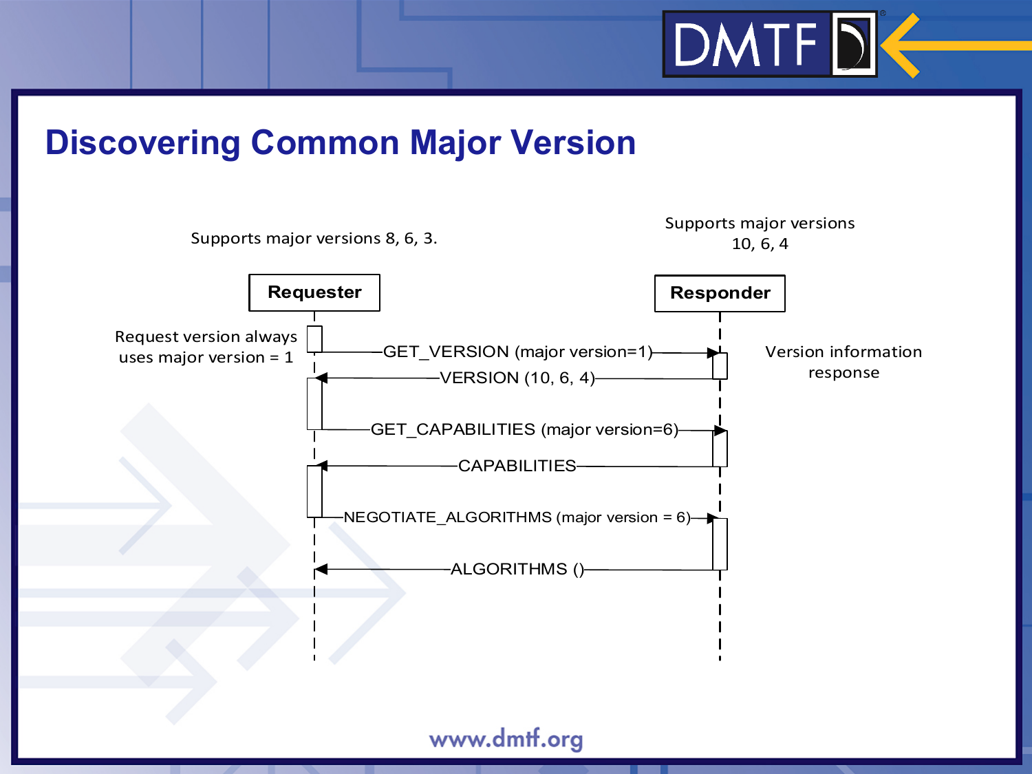# Discovering Common Major Version

Supports major versions 8, 6, 3.

Supports major versions 10, 6, 4

Requester

Responder

Request version always uses major version = 1

GET_VERSION (major version=1)

Version information response

VERSION (10, 6, 4)

GET_CAPABILITIES (major version=6)

CAPABILITIES

NEGOTIATE_ALGORITHMS (major version = 6)

ALGORITHMS ()

www.dmtf.org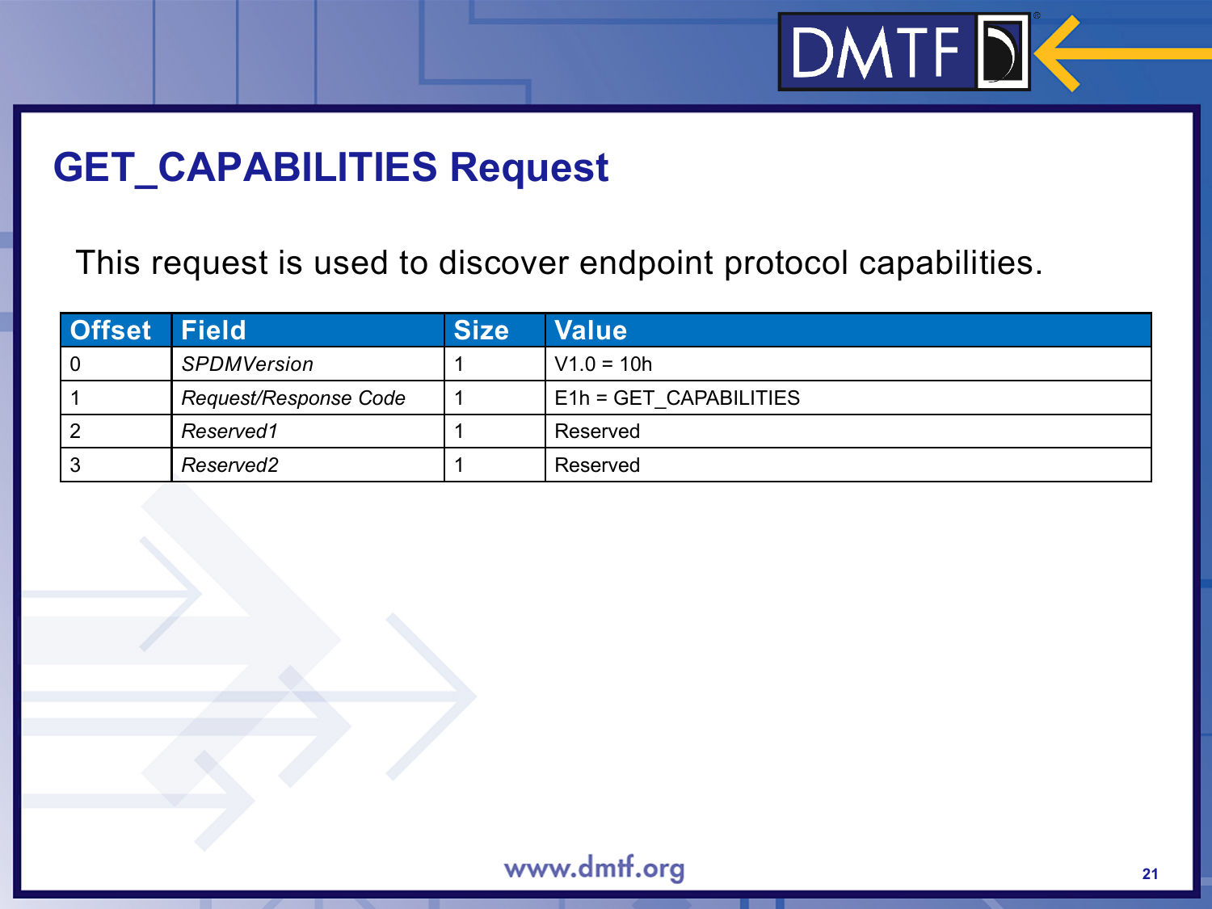# GET_CAPABILITIES Request

This request is used to discover endpoint protocol capabilities.

| Offset | Field | Size | Value |
|---|---|---|---|
| 0 | *SPDMVersion* | 1 | V1.0 = 10h |
| 1 | *Request/Response Code* | 1 | E1h = GET_CAPABILITIES |
| 2 | *Reserved1* | 1 | Reserved |
| 3 | *Reserved2* | 1 | Reserved |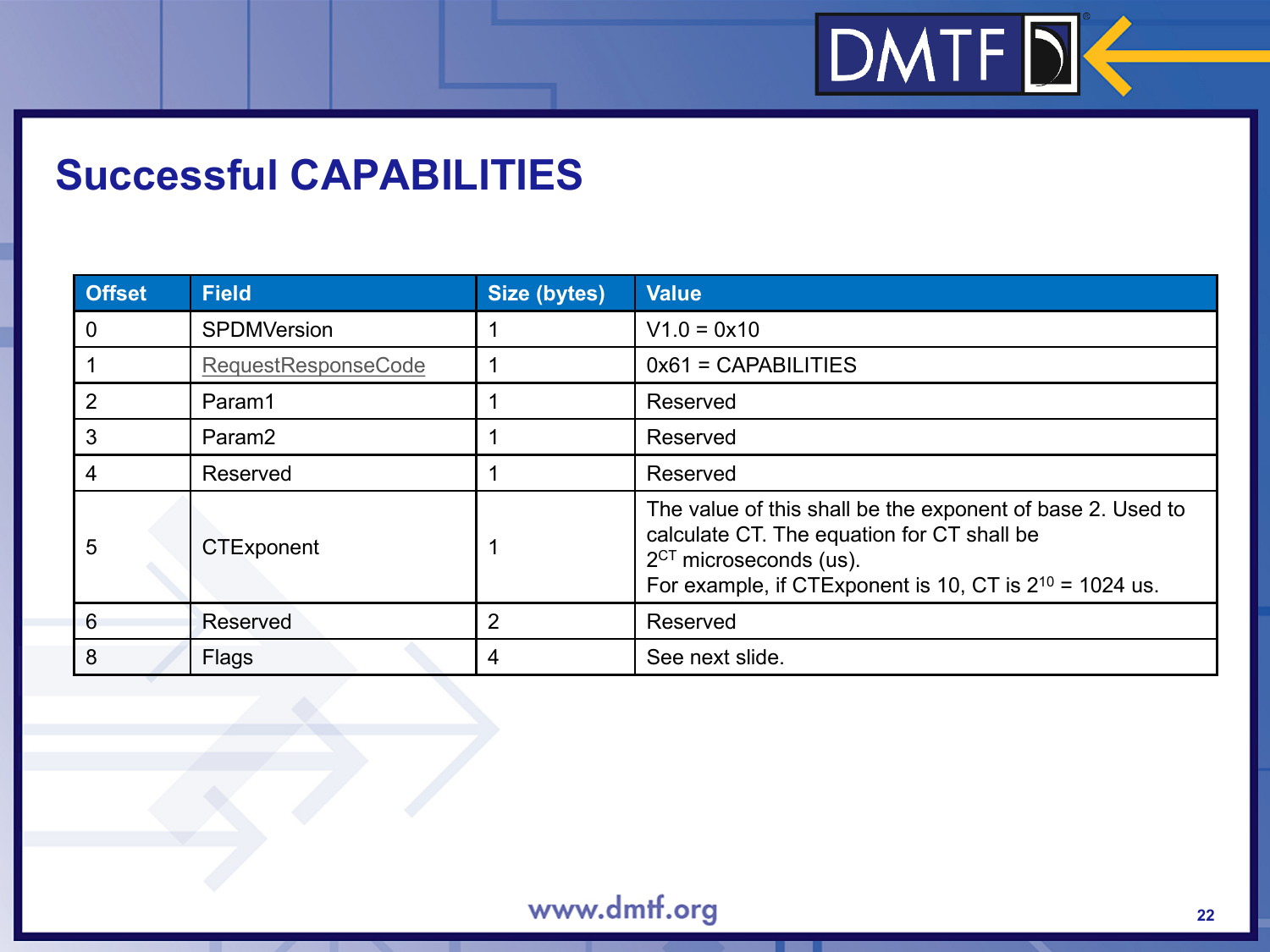# Successful CAPABILITIES

| Offset | Field | Size (bytes) | Value |
|---|---|---|---|
| 0 | SPDMVersion | 1 | V1.0 = 0x10 |
| 1 | RequestResponseCode | 1 | 0x61 = CAPABILITIES |
| 2 | Param1 | 1 | Reserved |
| 3 | Param2 | 1 | Reserved |
| 4 | Reserved | 1 | Reserved |
| 5 | CTExponent | 1 | The value of this shall be the exponent of base 2. Used to calculate CT. The equation for CT shall be $2^{CT}$ microseconds (us). For example, if CTExponent is 10, CT is $2^{10}$ = 1024 us. |
| 6 | Reserved | 2 | Reserved |
| 8 | Flags | 4 | See next slide. |

www.dmtf.org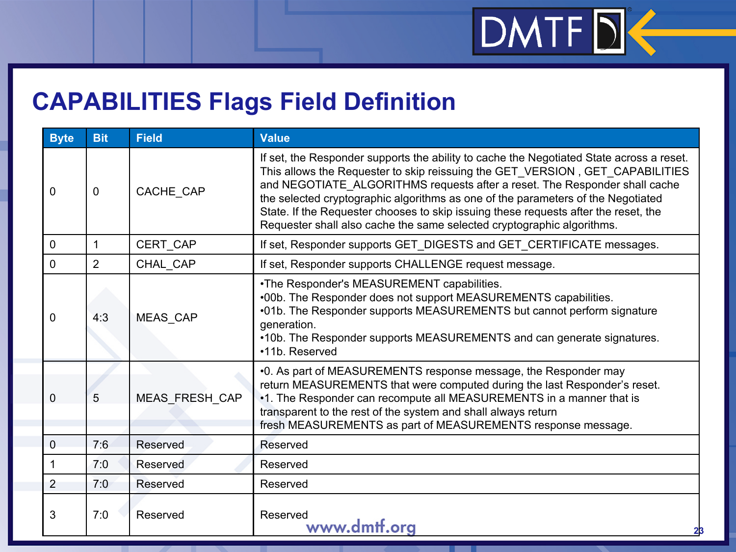# CAPABILITIES Flags Field Definition

| Byte | Bit | Field | Value |
|---|---|---|---|
| 0 | 0 | CACHE_CAP | If set, the Responder supports the ability to cache the Negotiated State across a reset. This allows the Requester to skip reissuing the GET_VERSION , GET_CAPABILITIES and NEGOTIATE_ALGORITHMS requests after a reset. The Responder shall cache the selected cryptographic algorithms as one of the parameters of the Negotiated State. If the Requester chooses to skip issuing these requests after the reset, the Requester shall also cache the same selected cryptographic algorithms. |
| 0 | 1 | CERT_CAP | If set, Responder supports GET_DIGESTS and GET_CERTIFICATE messages. |
| 0 | 2 | CHAL_CAP | If set, Responder supports CHALLENGE request message. |
| 0 | 4:3 | MEAS_CAP | •The Responder's MEASUREMENT capabilities.<br>•00b. The Responder does not support MEASUREMENTS capabilities.<br>•01b. The Responder supports MEASUREMENTS but cannot perform signature generation.<br>•10b. The Responder supports MEASUREMENTS and can generate signatures.<br>•11b. Reserved |
| 0 | 5 | MEAS_FRESH_CAP | •0. As part of MEASUREMENTS response message, the Responder may return MEASUREMENTS that were computed during the last Responder's reset.<br>•1. The Responder can recompute all MEASUREMENTS in a manner that is transparent to the rest of the system and shall always return fresh MEASUREMENTS as part of MEASUREMENTS response message. |
| 0 | 7:6 | Reserved | Reserved |
| 1 | 7:0 | Reserved | Reserved |
| 2 | 7:0 | Reserved | Reserved |
| 3 | 7:0 | Reserved | Reserved |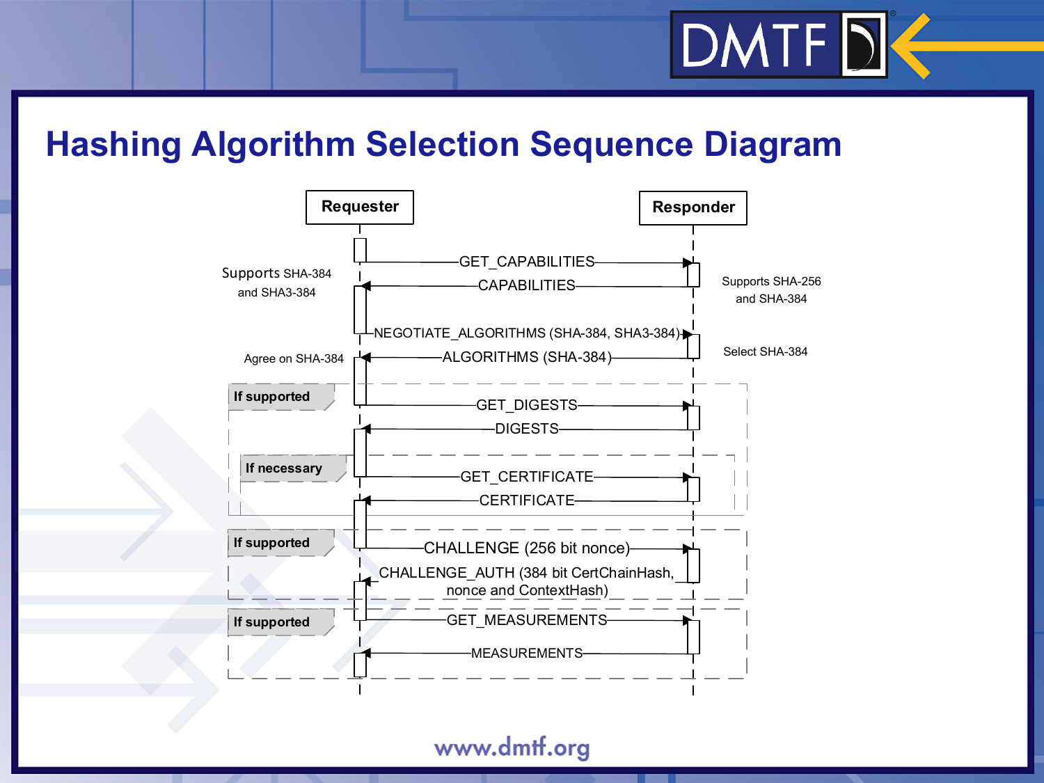# Hashing Algorithm Selection Sequence Diagram

Requester

Responder

Supports SHA-384 and SHA3-384

GET_CAPABILITIES

CAPABILITIES

Supports SHA-256 and SHA-384

NEGOTIATE_ALGORITHMS (SHA-384, SHA3-384)

Agree on SHA-384

ALGORITHMS (SHA-384)

Select SHA-384

If supported

GET_DIGESTS

DIGESTS

If necessary

GET_CERTIFICATE

CERTIFICATE

If supported

CHALLENGE (256 bit nonce)

CHALLENGE_AUTH (384 bit CertChainHash, nonce and ContextHash)

If supported

GET_MEASUREMENTS

MEASUREMENTS

www.dmtf.org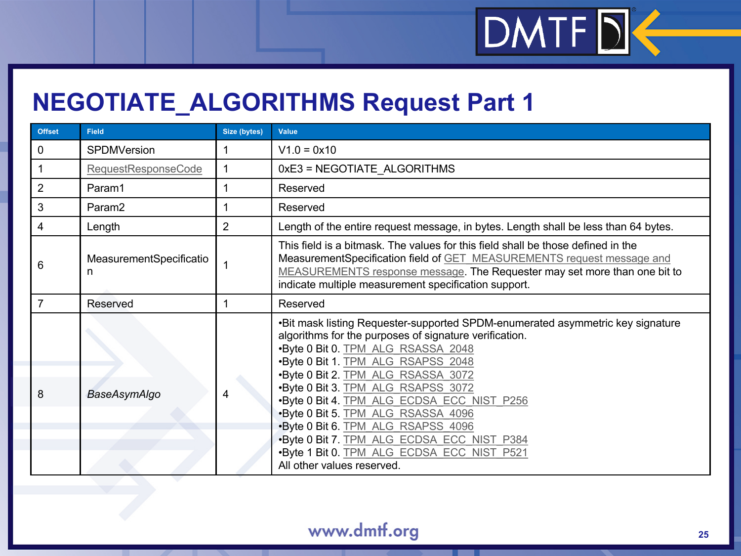# NEGOTIATE_ALGORITHMS Request Part 1

| Offset | Field | Size (bytes) | Value |
|---|---|---|---|
| 0 | SPDMVersion | 1 | V1.0 = 0x10 |
| 1 | RequestResponseCode | 1 | 0xE3 = NEGOTIATE_ALGORITHMS |
| 2 | Param1 | 1 | Reserved |
| 3 | Param2 | 1 | Reserved |
| 4 | Length | 2 | Length of the entire request message, in bytes. Length shall be less than 64 bytes. |
| 6 | MeasurementSpecification | 1 | This field is a bitmask. The values for this field shall be those defined in the MeasurementSpecification field of GET_MEASUREMENTS request message and MEASUREMENTS response message. The Requester may set more than one bit to indicate multiple measurement specification support. |
| 7 | Reserved | 1 | Reserved |
| 8 | *BaseAsymAlgo* | 4 | •Bit mask listing Requester-supported SPDM-enumerated asymmetric key signature algorithms for the purposes of signature verification.<br>•Byte 0 Bit 0. TPM_ALG_RSASSA_2048<br>•Byte 0 Bit 1. TPM_ALG_RSAPSS_2048<br>•Byte 0 Bit 2. TPM_ALG_RSASSA_3072<br>•Byte 0 Bit 3. TPM_ALG_RSAPSS_3072<br>•Byte 0 Bit 4. TPM_ALG_ECDSA_ECC_NIST_P256<br>•Byte 0 Bit 5. TPM_ALG_RSASSA_4096<br>•Byte 0 Bit 6. TPM_ALG_RSAPSS_4096<br>•Byte 0 Bit 7. TPM_ALG_ECDSA_ECC_NIST_P384<br>•Byte 1 Bit 0. TPM_ALG_ECDSA_ECC_NIST_P521<br>All other values reserved. |

www.dmtf.org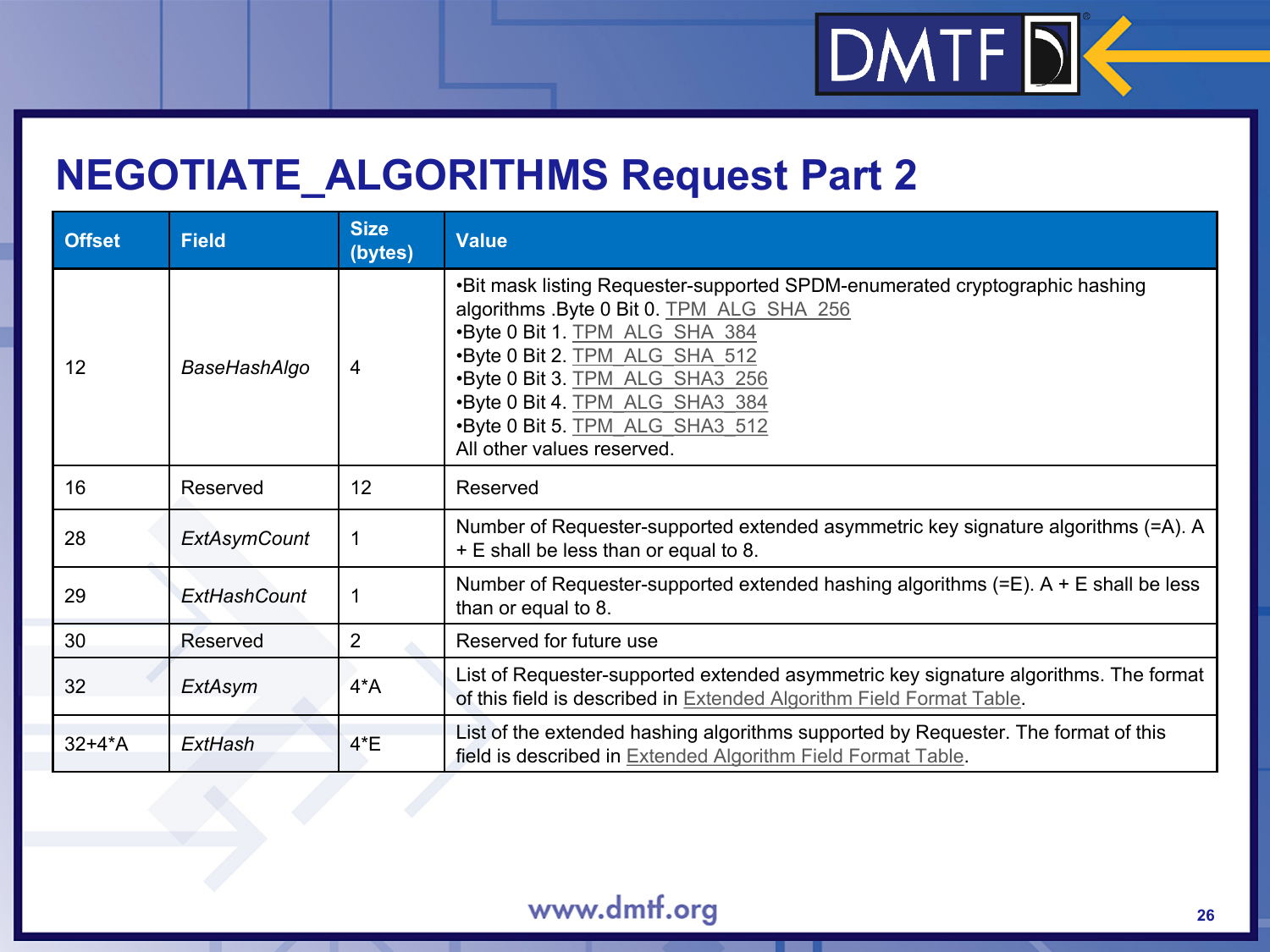# NEGOTIATE_ALGORITHMS Request Part 2

| Offset | Field | Size (bytes) | Value |
|---|---|---|---|
| 12 | *BaseHashAlgo* | 4 | •Bit mask listing Requester-supported SPDM-enumerated cryptographic hashing algorithms .Byte 0 Bit 0. TPM_ALG_SHA_256<br>•Byte 0 Bit 1. TPM_ALG_SHA_384<br>•Byte 0 Bit 2. TPM_ALG_SHA_512<br>•Byte 0 Bit 3. TPM_ALG_SHA3_256<br>•Byte 0 Bit 4. TPM_ALG_SHA3_384<br>•Byte 0 Bit 5. TPM_ALG_SHA3_512<br>All other values reserved. |
| 16 | Reserved | 12 | Reserved |
| 28 | *ExtAsymCount* | 1 | Number of Requester-supported extended asymmetric key signature algorithms (=A). A + E shall be less than or equal to 8. |
| 29 | *ExtHashCount* | 1 | Number of Requester-supported extended hashing algorithms (=E). A + E shall be less than or equal to 8. |
| 30 | Reserved | 2 | Reserved for future use |
| 32 | *ExtAsym* | 4*A | List of Requester-supported extended asymmetric key signature algorithms. The format of this field is described in Extended Algorithm Field Format Table. |
| 32+4*A | *ExtHash* | 4*E | List of the extended hashing algorithms supported by Requester. The format of this field is described in Extended Algorithm Field Format Table. |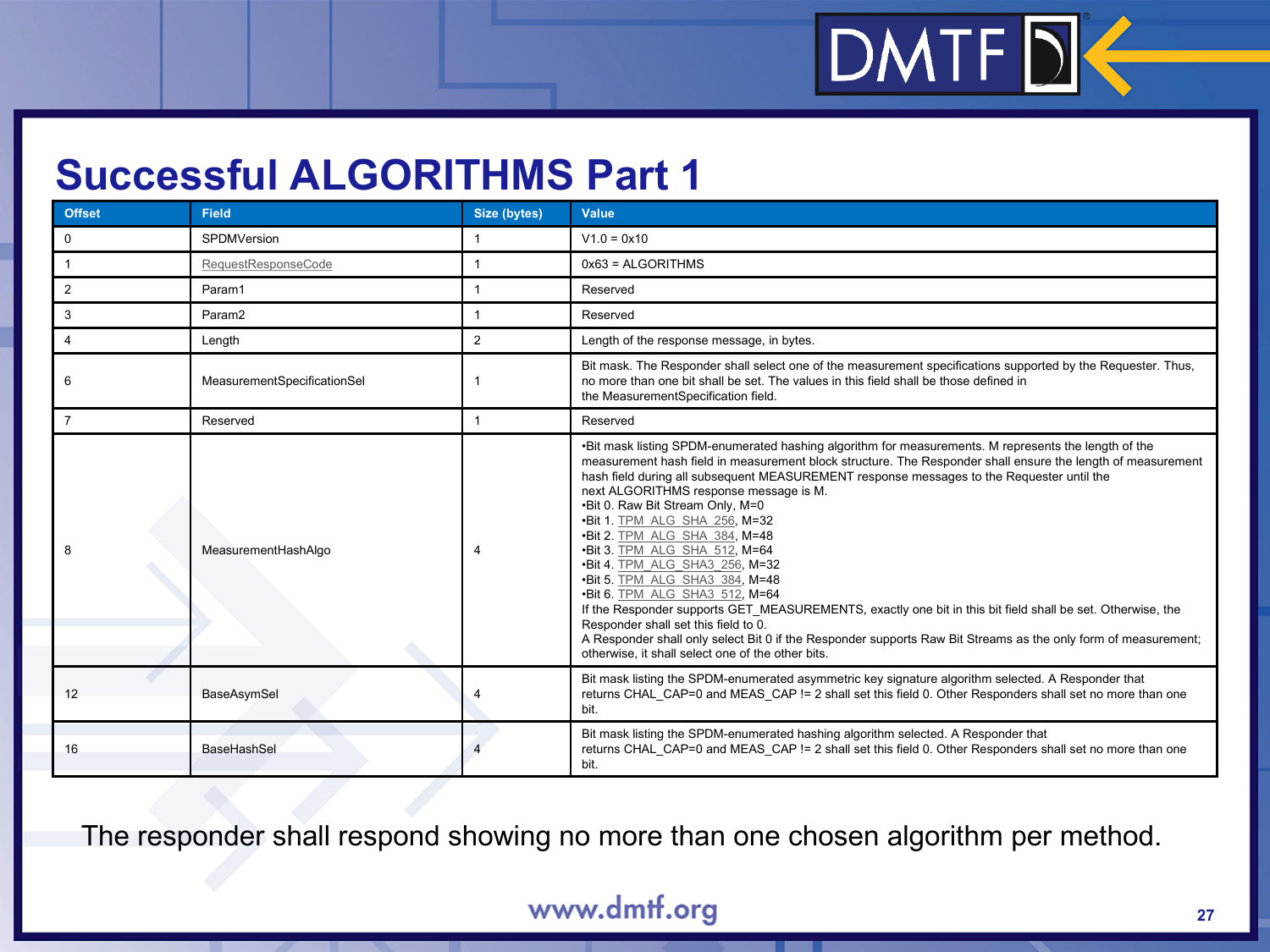# Successful ALGORITHMS Part 1

| Offset | Field | Size (bytes) | Value |
|---|---|---|---|
| 0 | SPDMVersion | 1 | V1.0 = 0x10 |
| 1 | RequestResponseCode | 1 | 0x63 = ALGORITHMS |
| 2 | Param1 | 1 | Reserved |
| 3 | Param2 | 1 | Reserved |
| 4 | Length | 2 | Length of the response message, in bytes. |
| 6 | MeasurementSpecificationSel | 1 | Bit mask. The Responder shall select one of the measurement specifications supported by the Requester. Thus, no more than one bit shall be set. The values in this field shall be those defined in the MeasurementSpecification field. |
| 7 | Reserved | 1 | Reserved |
| 8 | MeasurementHashAlgo | 4 | •Bit mask listing SPDM-enumerated hashing algorithm for measurements. M represents the length of the measurement hash field in measurement block structure. The Responder shall ensure the length of measurement hash field during all subsequent MEASUREMENT response messages to the Requester until the next ALGORITHMS response message is M.<br>•Bit 0. Raw Bit Stream Only, M=0<br>•Bit 1. TPM_ALG_SHA_256, M=32<br>•Bit 2. TPM_ALG_SHA_384, M=48<br>•Bit 3. TPM_ALG_SHA_512, M=64<br>•Bit 4. TPM_ALG_SHA3_256, M=32<br>•Bit 5. TPM_ALG_SHA3_384, M=48<br>•Bit 6. TPM_ALG_SHA3_512, M=64<br>If the Responder supports GET_MEASUREMENTS, exactly one bit in this bit field shall be set. Otherwise, the Responder shall set this field to 0.<br>A Responder shall only select Bit 0 if the Responder supports Raw Bit Streams as the only form of measurement; otherwise, it shall select one of the other bits. |
| 12 | BaseAsymSel | 4 | Bit mask listing the SPDM-enumerated asymmetric key signature algorithm selected. A Responder that returns CHAL_CAP=0 and MEAS_CAP != 2 shall set this field 0. Other Responders shall set no more than one bit. |
| 16 | BaseHashSel | 4 | Bit mask listing the SPDM-enumerated hashing algorithm selected. A Responder that returns CHAL_CAP=0 and MEAS_CAP != 2 shall set this field 0. Other Responders shall set no more than one bit. |

The responder shall respond showing no more than one chosen algorithm per method.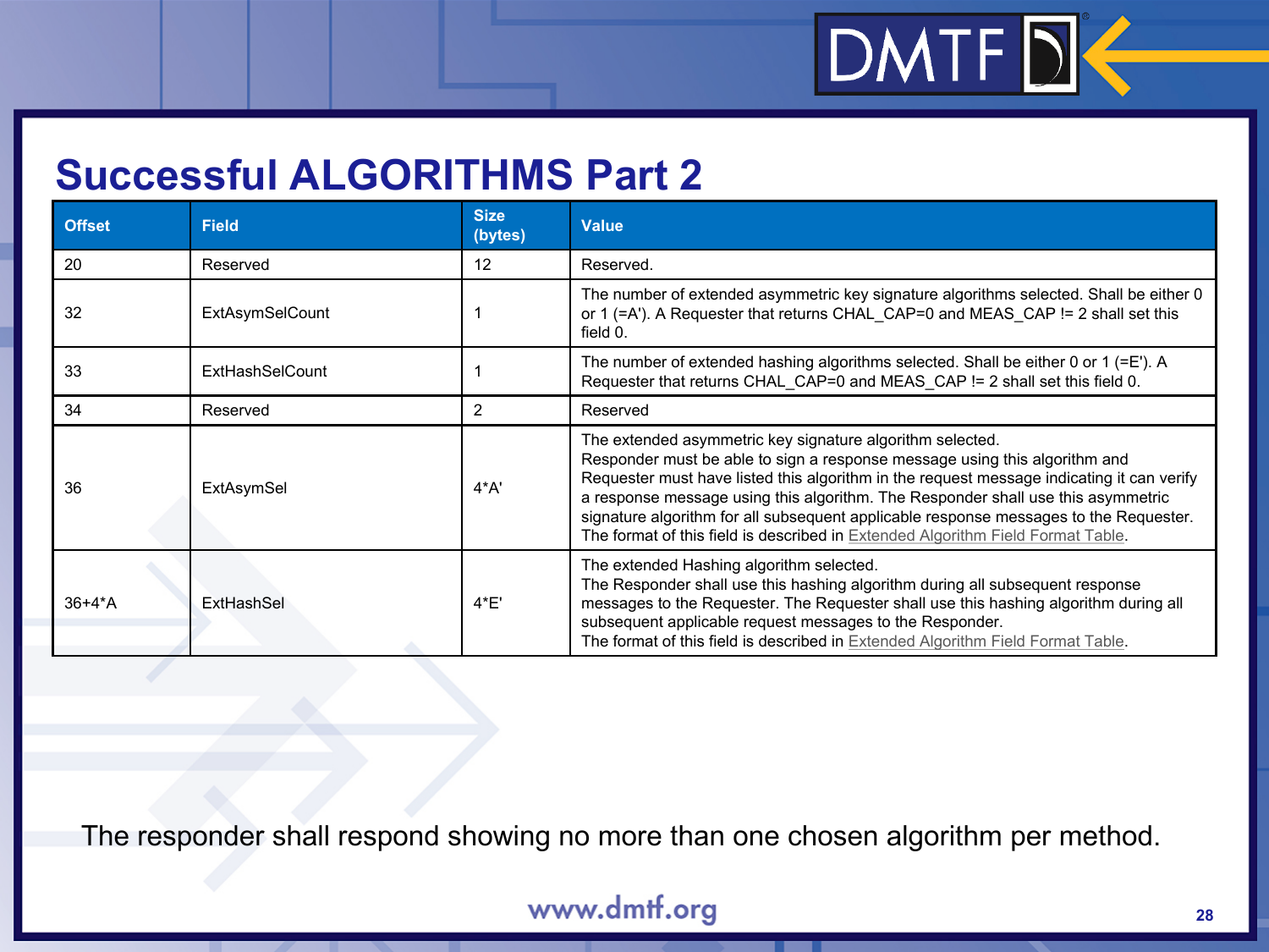# Successful ALGORITHMS Part 2

| Offset | Field | Size (bytes) | Value |
|---|---|---|---|
| 20 | Reserved | 12 | Reserved. |
| 32 | ExtAsymSelCount | 1 | The number of extended asymmetric key signature algorithms selected. Shall be either 0 or 1 (=A'). A Requester that returns CHAL_CAP=0 and MEAS_CAP != 2 shall set this field 0. |
| 33 | ExtHashSelCount | 1 | The number of extended hashing algorithms selected. Shall be either 0 or 1 (=E'). A Requester that returns CHAL_CAP=0 and MEAS_CAP != 2 shall set this field 0. |
| 34 | Reserved | 2 | Reserved |
| 36 | ExtAsymSel | 4*A' | The extended asymmetric key signature algorithm selected. Responder must be able to sign a response message using this algorithm and Requester must have listed this algorithm in the request message indicating it can verify a response message using this algorithm. The Responder shall use this asymmetric signature algorithm for all subsequent applicable response messages to the Requester. The format of this field is described in Extended Algorithm Field Format Table. |
| 36+4*A | ExtHashSel | 4*E' | The extended Hashing algorithm selected. The Responder shall use this hashing algorithm during all subsequent response messages to the Requester. The Requester shall use this hashing algorithm during all subsequent applicable request messages to the Responder. The format of this field is described in Extended Algorithm Field Format Table. |

The responder shall respond showing no more than one chosen algorithm per method.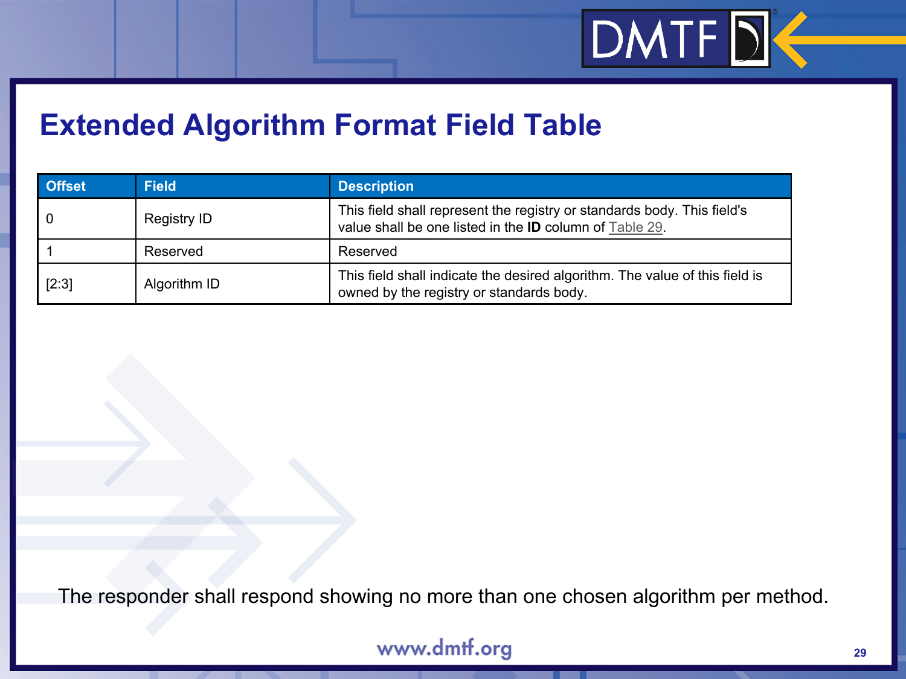# Extended Algorithm Format Field Table

| Offset | Field | Description |
|---|---|---|
| 0 | Registry ID | This field shall represent the registry or standards body. This field's value shall be one listed in the **ID** column of Table 29. |
| 1 | Reserved | Reserved |
| [2:3] | Algorithm ID | This field shall indicate the desired algorithm. The value of this field is owned by the registry or standards body. |

The responder shall respond showing no more than one chosen algorithm per method.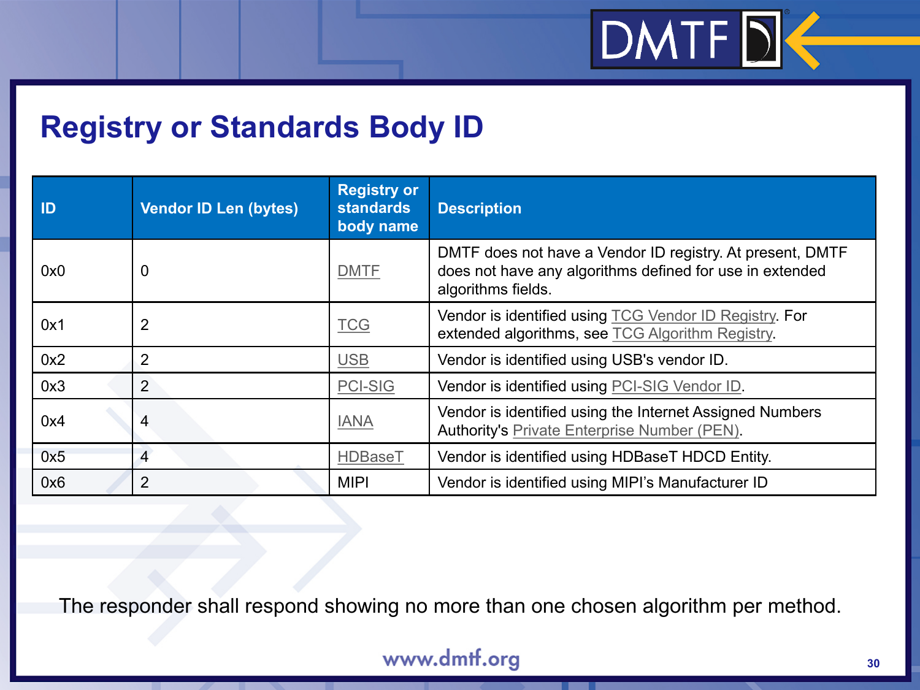# Registry or Standards Body ID

| ID | Vendor ID Len (bytes) | Registry or standards body name | Description |
|---|---|---|---|
| 0x0 | 0 | DMTF | DMTF does not have a Vendor ID registry. At present, DMTF does not have any algorithms defined for use in extended algorithms fields. |
| 0x1 | 2 | TCG | Vendor is identified using TCG Vendor ID Registry. For extended algorithms, see TCG Algorithm Registry. |
| 0x2 | 2 | USB | Vendor is identified using USB's vendor ID. |
| 0x3 | 2 | PCI-SIG | Vendor is identified using PCI-SIG Vendor ID. |
| 0x4 | 4 | IANA | Vendor is identified using the Internet Assigned Numbers Authority's Private Enterprise Number (PEN). |
| 0x5 | 4 | HDBaseT | Vendor is identified using HDBaseT HDCD Entity. |
| 0x6 | 2 | MIPI | Vendor is identified using MIPI's Manufacturer ID |

The responder shall respond showing no more than one chosen algorithm per method.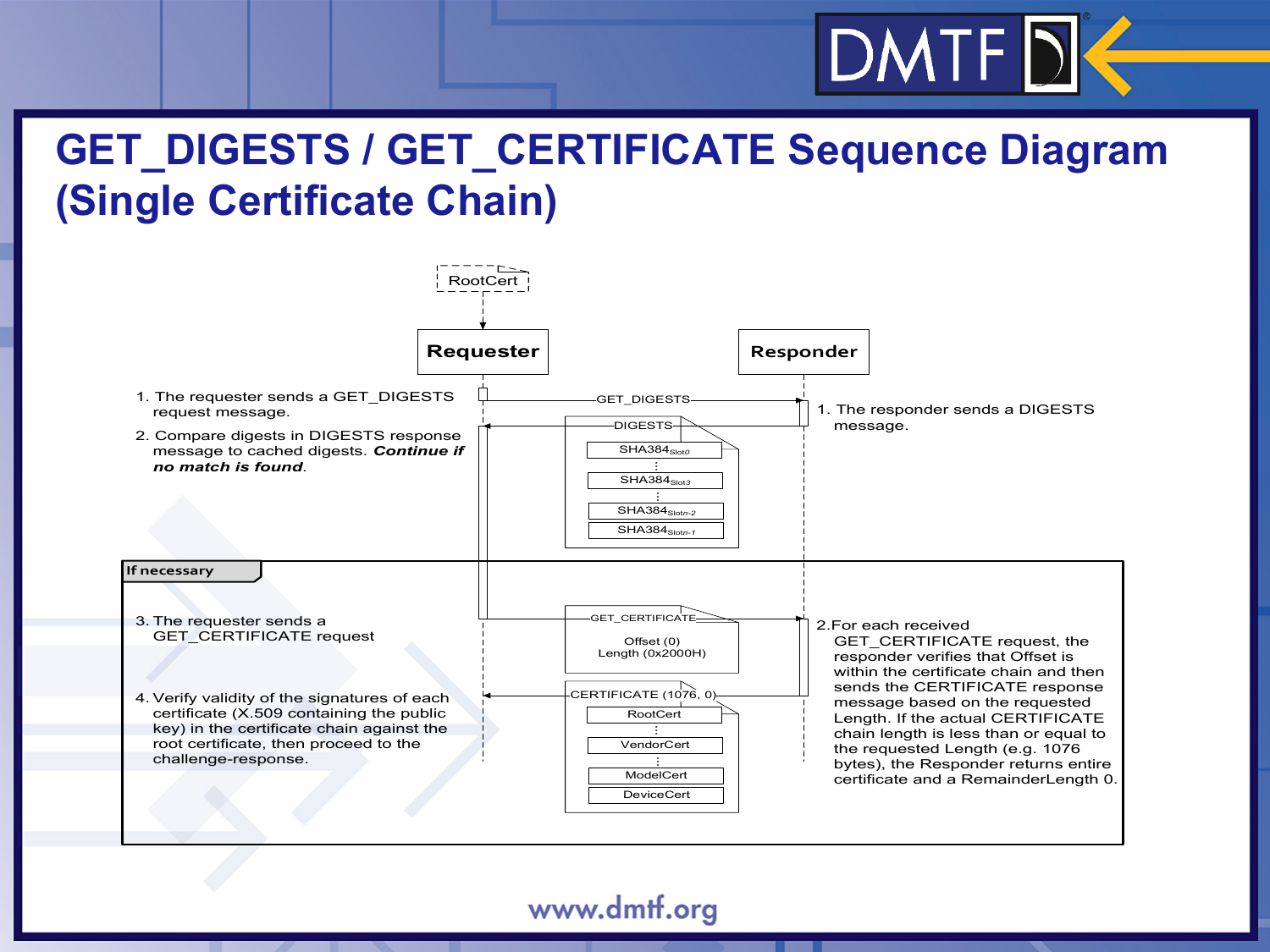# GET_DIGESTS / GET_CERTIFICATE Sequence Diagram (Single Certificate Chain)

RootCert

Requester

Responder

1. The requester sends a GET_DIGESTS request message.
2. Compare digests in DIGESTS response message to cached digests. ***Continue if no match is found***.

GET_DIGESTS

DIGESTS

SHA384$_{Slot0}$

SHA384$_{Slot3}$

SHA384$_{Slotn-2}$

SHA384$_{Slotn-1}$

1. The responder sends a DIGESTS message.

If necessary

3. The requester sends a GET_CERTIFICATE request

GET_CERTIFICATE

Offset (0)
Length (0x2000H)

2. For each received GET_CERTIFICATE request, the responder verifies that Offset is within the certificate chain and then sends the CERTIFICATE response message based on the requested Length. If the actual CERTIFICATE chain length is less than or equal to the requested Length (e.g. 1076 bytes), the Responder returns entire certificate and a RemainderLength 0.

4. Verify validity of the signatures of each certificate (X.509 containing the public key) in the certificate chain against the root certificate, then proceed to the challenge-response.

CERTIFICATE (1076, 0)

RootCert

VendorCert

ModelCert

DeviceCert

www.dmtf.org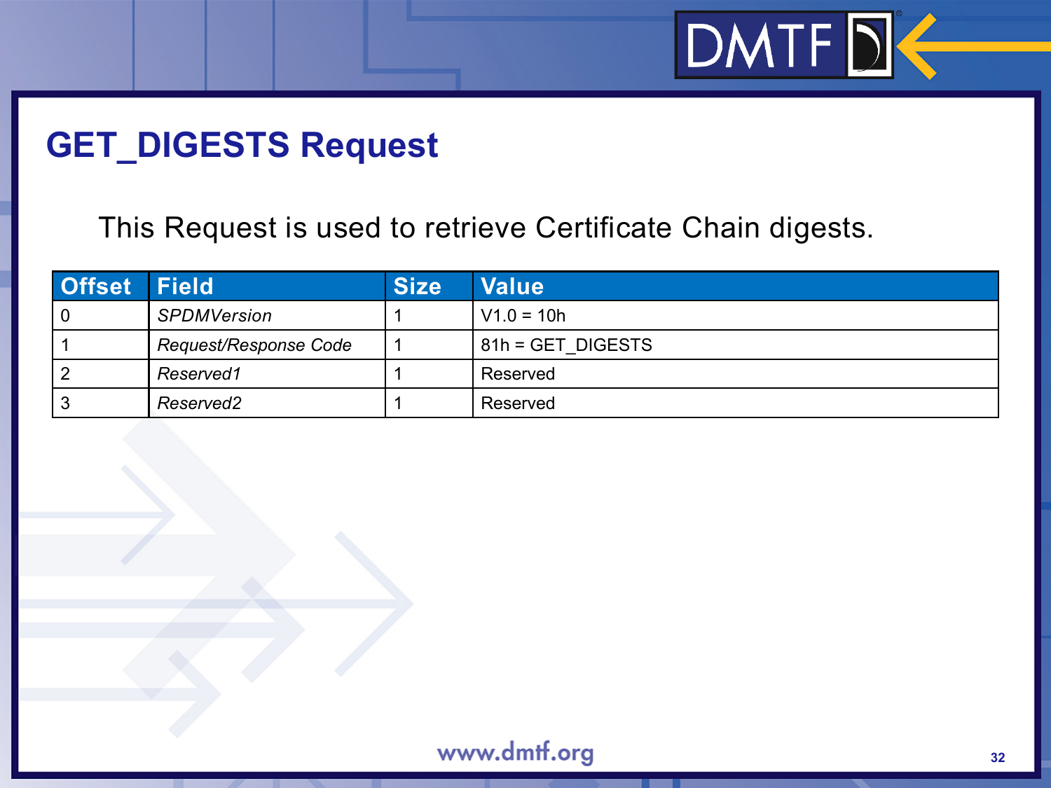# GET_DIGESTS Request

This Request is used to retrieve Certificate Chain digests.

| Offset | Field | Size | Value |
|---|---|---|---|
| 0 | *SPDMVersion* | 1 | V1.0 = 10h |
| 1 | *Request/Response Code* | 1 | 81h = GET_DIGESTS |
| 2 | *Reserved1* | 1 | Reserved |
| 3 | *Reserved2* | 1 | Reserved |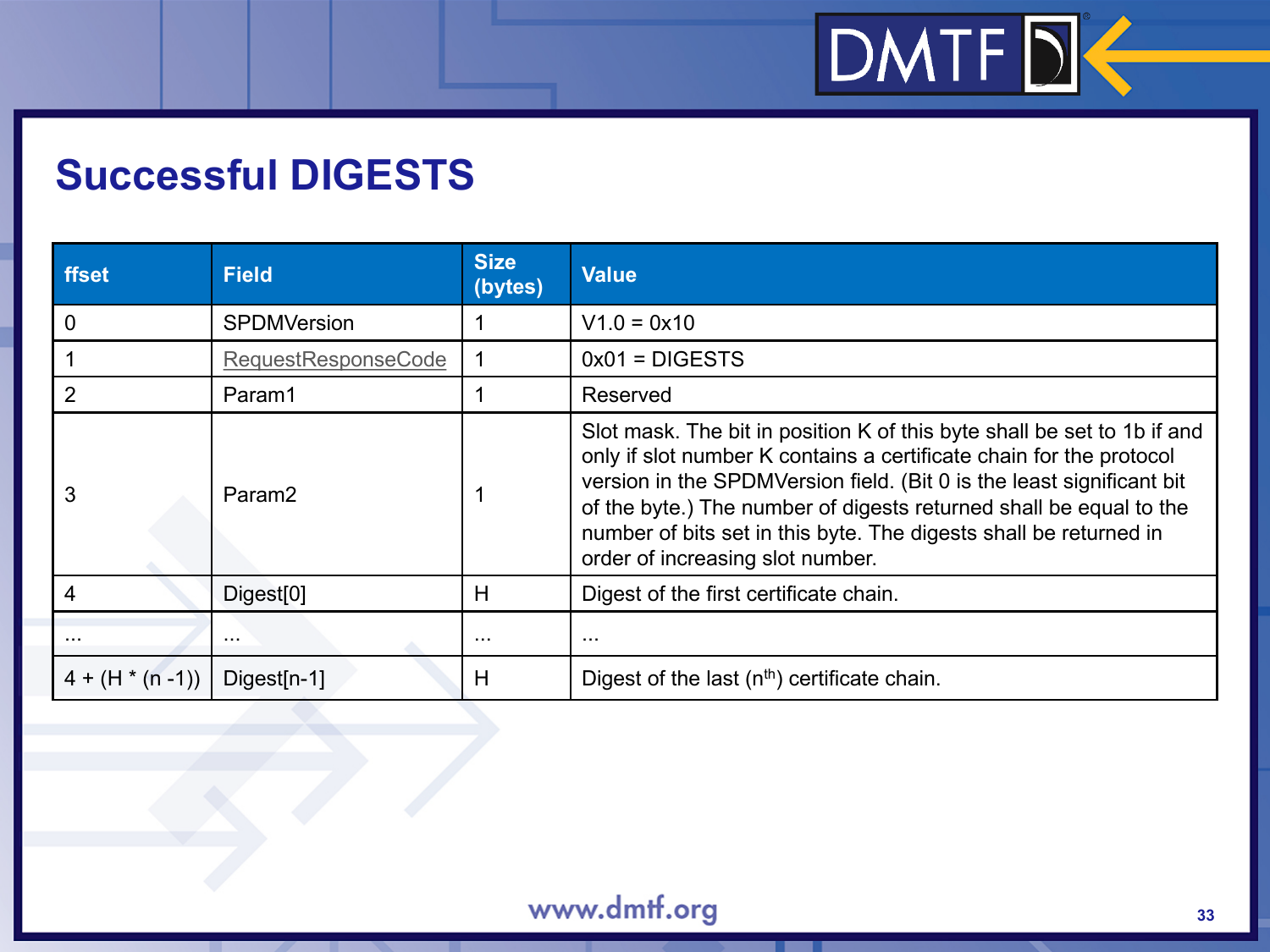# Successful DIGESTS

| ffset | Field | Size (bytes) | Value |
|---|---|---|---|
| 0 | SPDMVersion | 1 | V1.0 = 0x10 |
| 1 | RequestResponseCode | 1 | 0x01 = DIGESTS |
| 2 | Param1 | 1 | Reserved |
| 3 | Param2 | 1 | Slot mask. The bit in position K of this byte shall be set to 1b if and only if slot number K contains a certificate chain for the protocol version in the SPDMVersion field. (Bit 0 is the least significant bit of the byte.) The number of digests returned shall be equal to the number of bits set in this byte. The digests shall be returned in order of increasing slot number. |
| 4 | Digest[0] | H | Digest of the first certificate chain. |
| ... | ... | ... | ... |
| 4 + (H * (n -1)) | Digest[n-1] | H | Digest of the last ($n^{th}$) certificate chain. |

www.dmtf.org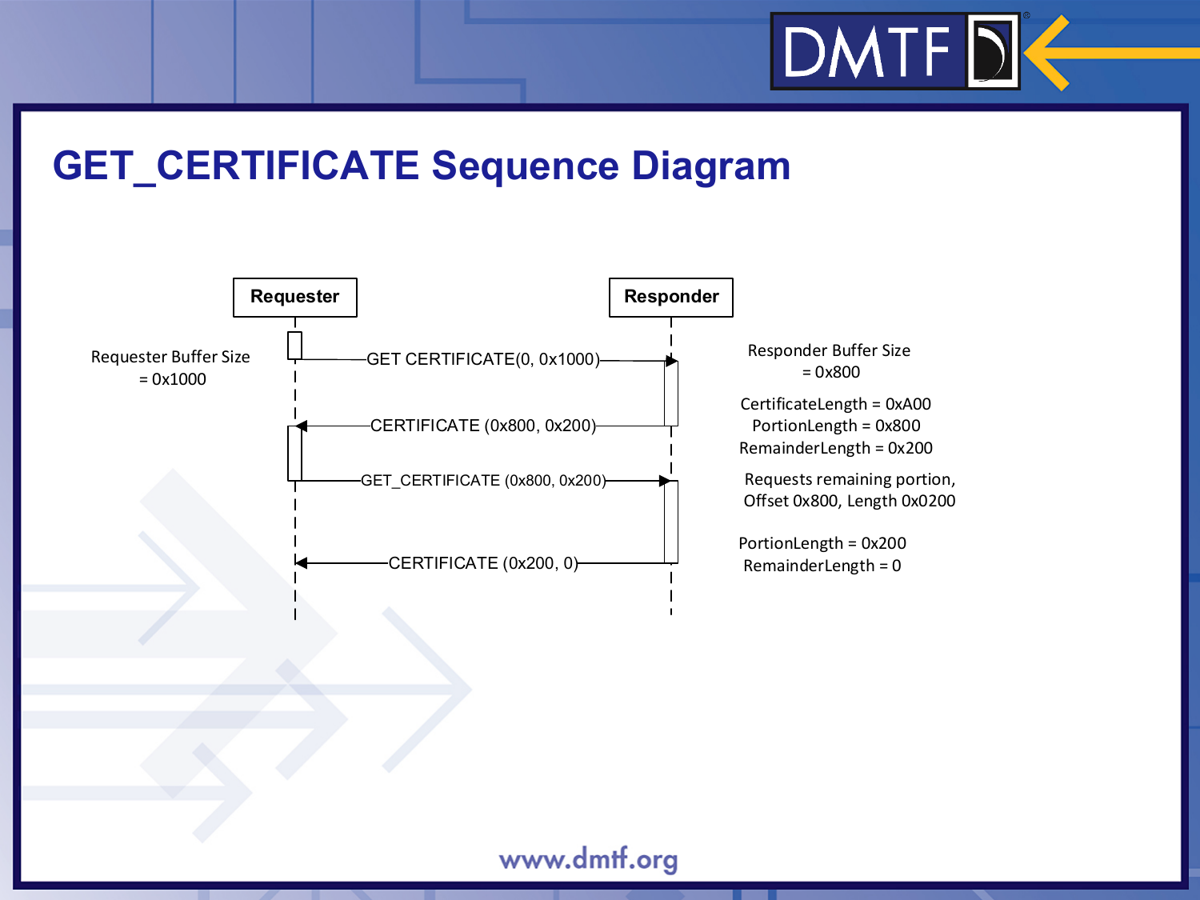# GET_CERTIFICATE Sequence Diagram

Requester

Responder

Requester Buffer Size
= 0x1000

GET CERTIFICATE(0, 0x1000)

Responder Buffer Size
= 0x800

CertificateLength = 0xA00
PortionLength = 0x800
RemainderLength = 0x200

CERTIFICATE (0x800, 0x200)

GET_CERTIFICATE (0x800, 0x200)

Requests remaining portion,
Offset 0x800, Length 0x0200

CERTIFICATE (0x200, 0)

PortionLength = 0x200
RemainderLength = 0

www.dmtf.org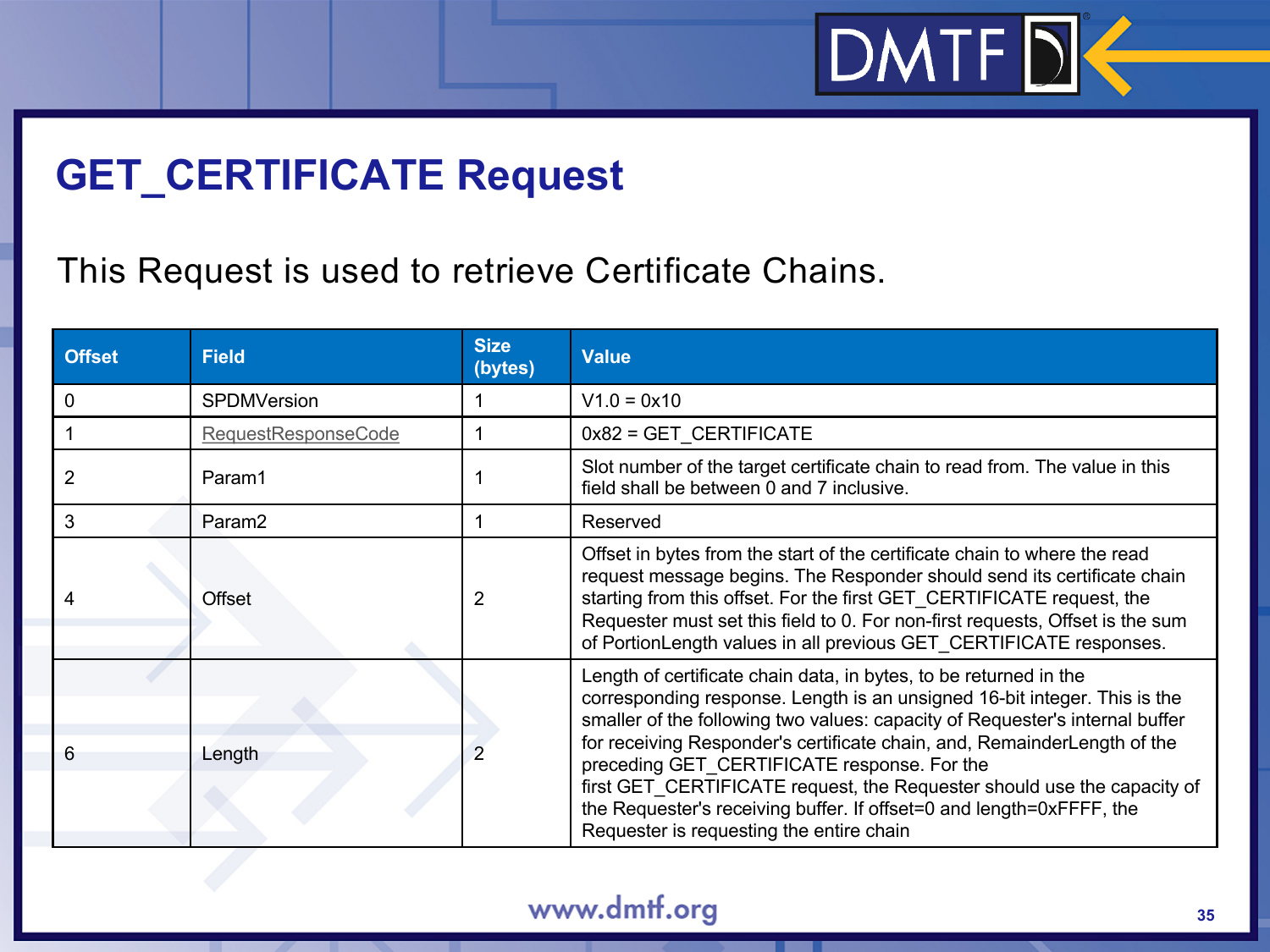# GET_CERTIFICATE Request

This Request is used to retrieve Certificate Chains.

| Offset | Field | Size (bytes) | Value |
|---|---|---|---|
| 0 | SPDMVersion | 1 | V1.0 = 0x10 |
| 1 | RequestResponseCode | 1 | 0x82 = GET_CERTIFICATE |
| 2 | Param1 | 1 | Slot number of the target certificate chain to read from. The value in this field shall be between 0 and 7 inclusive. |
| 3 | Param2 | 1 | Reserved |
| 4 | Offset | 2 | Offset in bytes from the start of the certificate chain to where the read request message begins. The Responder should send its certificate chain starting from this offset. For the first GET_CERTIFICATE request, the Requester must set this field to 0. For non-first requests, Offset is the sum of PortionLength values in all previous GET_CERTIFICATE responses. |
| 6 | Length | 2 | Length of certificate chain data, in bytes, to be returned in the corresponding response. Length is an unsigned 16-bit integer. This is the smaller of the following two values: capacity of Requester's internal buffer for receiving Responder's certificate chain, and, RemainderLength of the preceding GET_CERTIFICATE response. For the first GET_CERTIFICATE request, the Requester should use the capacity of the Requester's receiving buffer. If offset=0 and length=0xFFFF, the Requester is requesting the entire chain |

www.dmtf.org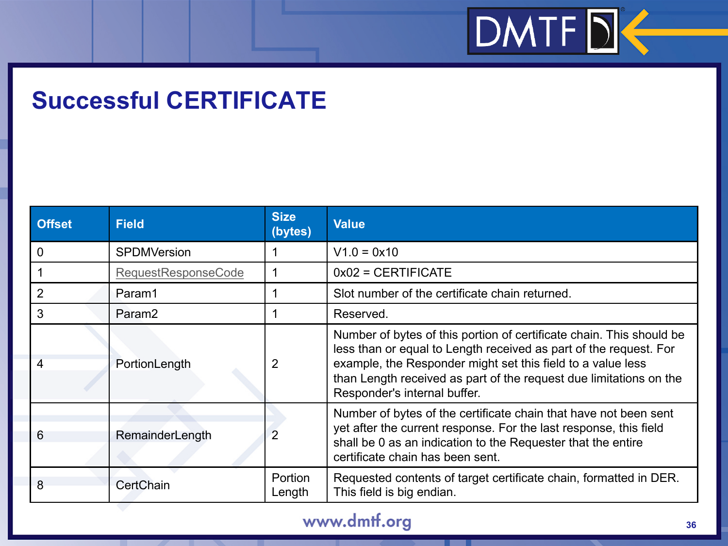# Successful CERTIFICATE

| Offset | Field | Size (bytes) | Value |
|---|---|---|---|
| 0 | SPDMVersion | 1 | V1.0 = 0x10 |
| 1 | RequestResponseCode | 1 | 0x02 = CERTIFICATE |
| 2 | Param1 | 1 | Slot number of the certificate chain returned. |
| 3 | Param2 | 1 | Reserved. |
| 4 | PortionLength | 2 | Number of bytes of this portion of certificate chain. This should be less than or equal to Length received as part of the request. For example, the Responder might set this field to a value less than Length received as part of the request due limitations on the Responder's internal buffer. |
| 6 | RemainderLength | 2 | Number of bytes of the certificate chain that have not been sent yet after the current response. For the last response, this field shall be 0 as an indication to the Requester that the entire certificate chain has been sent. |
| 8 | CertChain | Portion Length | Requested contents of target certificate chain, formatted in DER. This field is big endian. |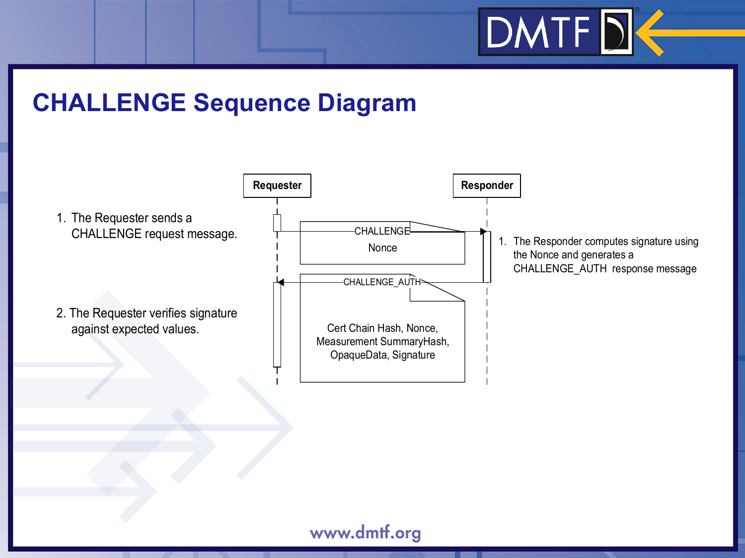# CHALLENGE Sequence Diagram

1. The Requester sends a CHALLENGE request message.

2. The Requester verifies signature against expected values.

Requester

Responder

CHALLENGE

Nonce

CHALLENGE_AUTH

Cert Chain Hash, Nonce, Measurement SummaryHash, OpaqueData, Signature

1. The Responder computes signature using the Nonce and generates a CHALLENGE_AUTH response message

www.dmtf.org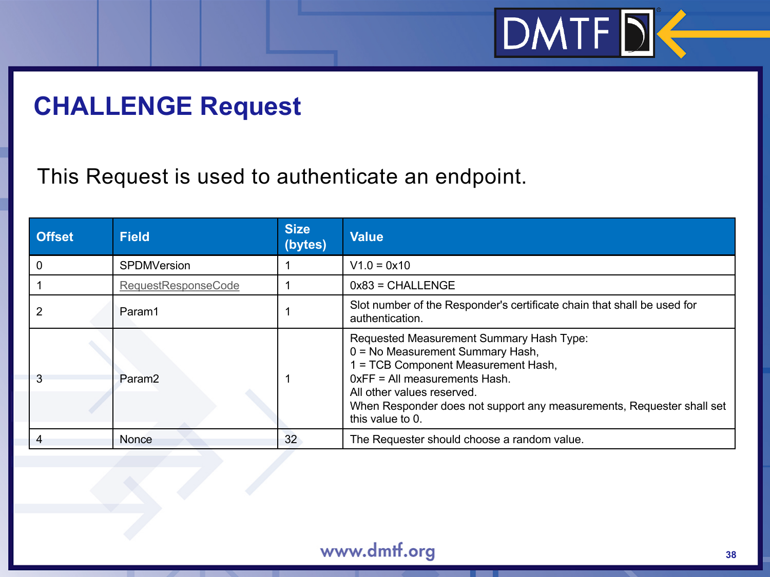# CHALLENGE Request

This Request is used to authenticate an endpoint.

| Offset | Field | Size (bytes) | Value |
|---|---|---|---|
| 0 | SPDMVersion | 1 | V1.0 = 0x10 |
| 1 | RequestResponseCode | 1 | 0x83 = CHALLENGE |
| 2 | Param1 | 1 | Slot number of the Responder's certificate chain that shall be used for authentication. |
| 3 | Param2 | 1 | Requested Measurement Summary Hash Type:<br>0 = No Measurement Summary Hash,<br>1 = TCB Component Measurement Hash,<br>0xFF = All measurements Hash.<br>All other values reserved.<br>When Responder does not support any measurements, Requester shall set this value to 0. |
| 4 | Nonce | 32 | The Requester should choose a random value. |

www.dmtf.org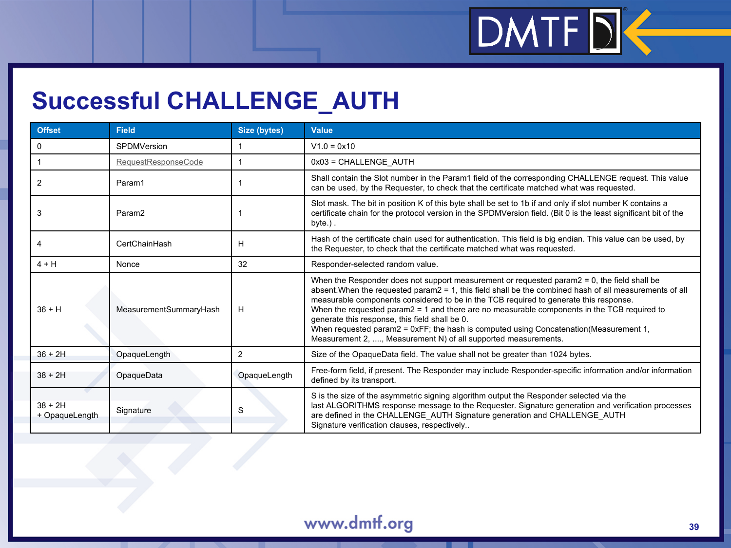# Successful CHALLENGE_AUTH

| Offset | Field | Size (bytes) | Value |
|---|---|---|---|
| 0 | SPDMVersion | 1 | V1.0 = 0x10 |
| 1 | RequestResponseCode | 1 | 0x03 = CHALLENGE_AUTH |
| 2 | Param1 | 1 | Shall contain the Slot number in the Param1 field of the corresponding CHALLENGE request. This value can be used, by the Requester, to check that the certificate matched what was requested. |
| 3 | Param2 | 1 | Slot mask. The bit in position K of this byte shall be set to 1b if and only if slot number K contains a certificate chain for the protocol version in the SPDMVersion field. (Bit 0 is the least significant bit of the byte.) . |
| 4 | CertChainHash | H | Hash of the certificate chain used for authentication. This field is big endian. This value can be used, by the Requester, to check that the certificate matched what was requested. |
| 4 + H | Nonce | 32 | Responder-selected random value. |
| 36 + H | MeasurementSummaryHash | H | When the Responder does not support measurement or requested param2 = 0, the field shall be absent.When the requested param2 = 1, this field shall be the combined hash of all measurements of all measurable components considered to be in the TCB required to generate this response.<br>When the requested param2 = 1 and there are no measurable components in the TCB required to generate this response, this field shall be 0.<br>When requested param2 = 0xFF; the hash is computed using Concatenation(Measurement 1, Measurement 2, ...., Measurement N) of all supported measurements. |
| 36 + 2H | OpaqueLength | 2 | Size of the OpaqueData field. The value shall not be greater than 1024 bytes. |
| 38 + 2H | OpaqueData | OpaqueLength | Free-form field, if present. The Responder may include Responder-specific information and/or information defined by its transport. |
| 38 + 2H + OpaqueLength | Signature | S | S is the size of the asymmetric signing algorithm output the Responder selected via the last ALGORITHMS response message to the Requester. Signature generation and verification processes are defined in the CHALLENGE_AUTH Signature generation and CHALLENGE_AUTH Signature verification clauses, respectively.. |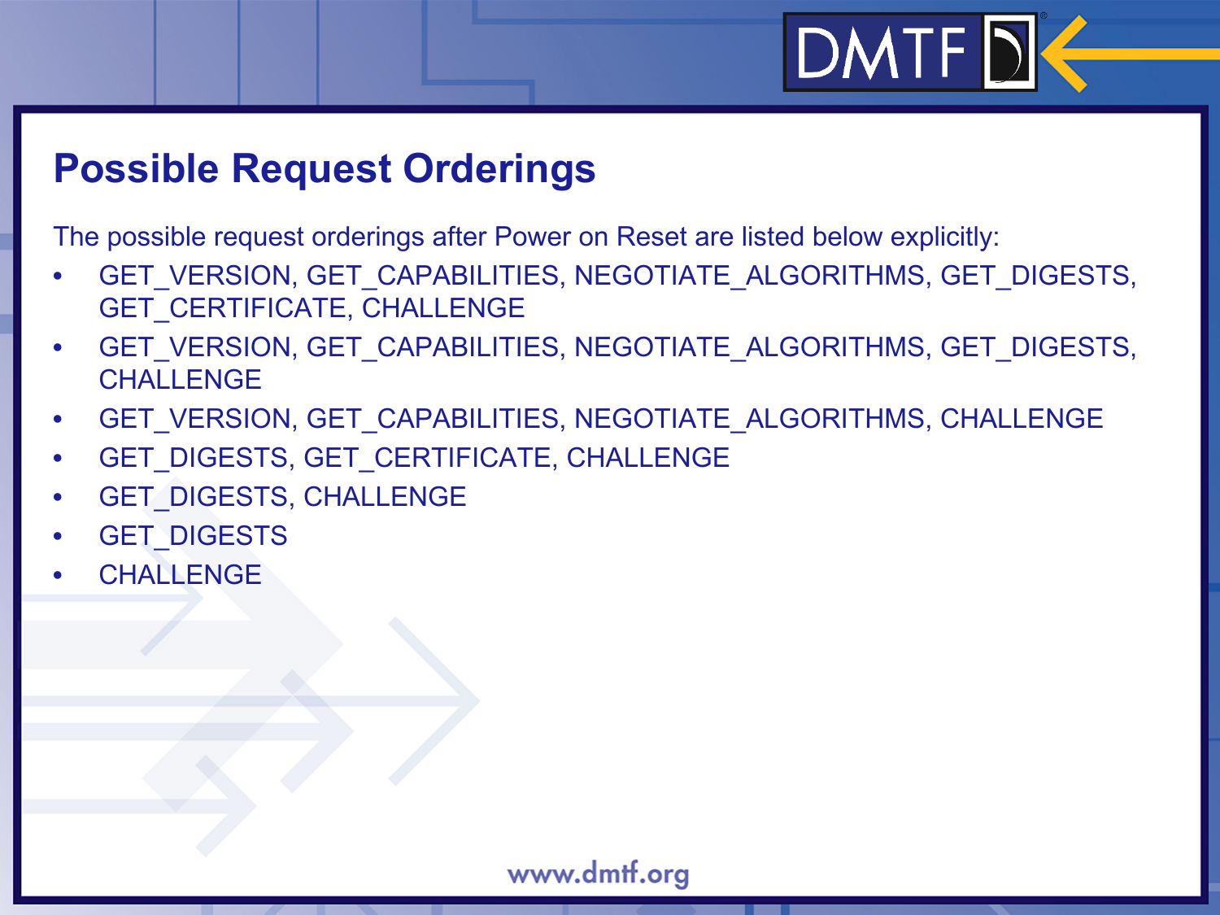## Possible Request Orderings

The possible request orderings after Power on Reset are listed below explicitly:

- GET_VERSION, GET_CAPABILITIES, NEGOTIATE_ALGORITHMS, GET_DIGESTS, GET_CERTIFICATE, CHALLENGE
- GET_VERSION, GET_CAPABILITIES, NEGOTIATE_ALGORITHMS, GET_DIGESTS, CHALLENGE
- GET_VERSION, GET_CAPABILITIES, NEGOTIATE_ALGORITHMS, CHALLENGE
- GET_DIGESTS, GET_CERTIFICATE, CHALLENGE
- GET_DIGESTS, CHALLENGE
- GET_DIGESTS
- CHALLENGE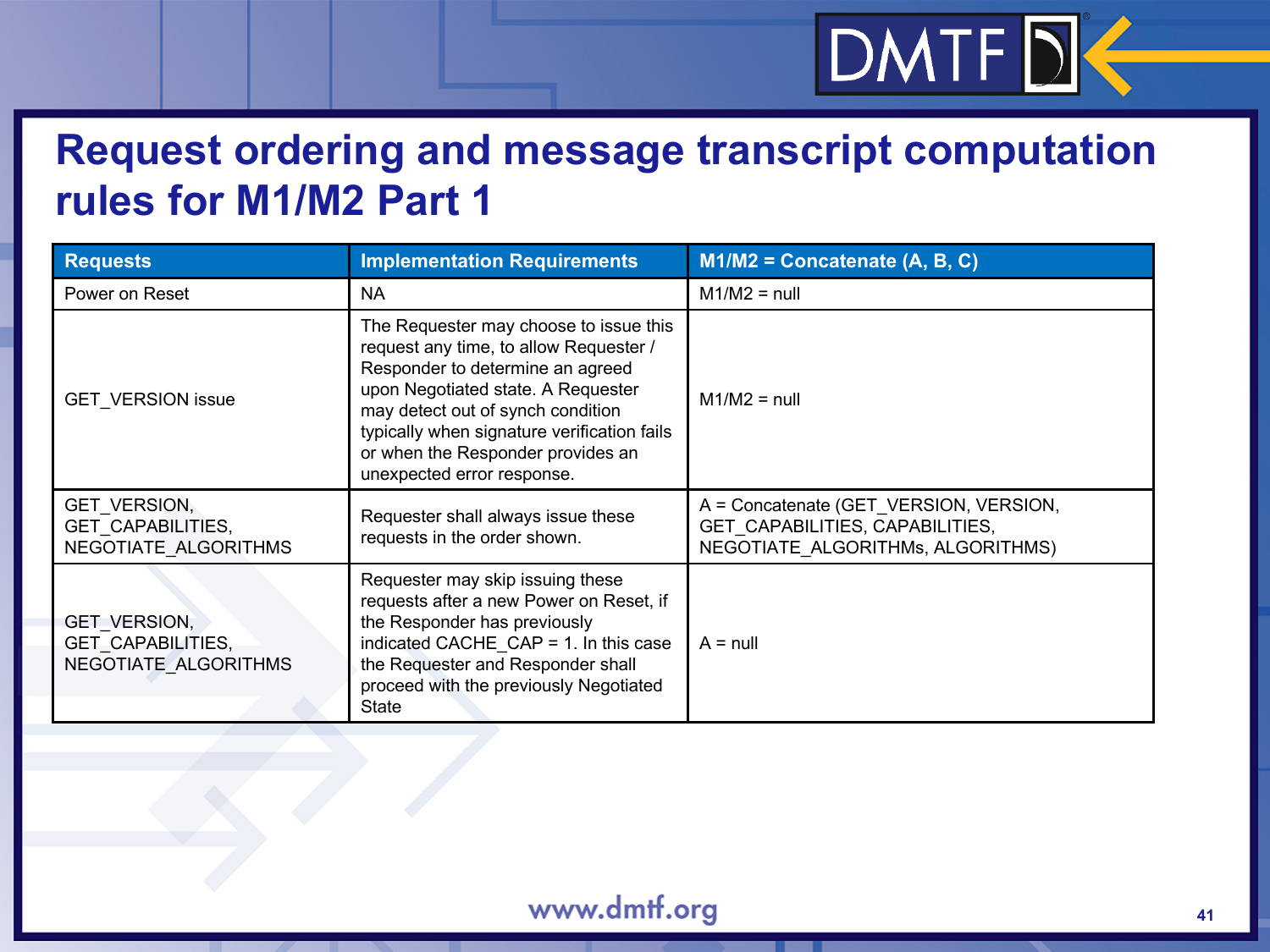# Request ordering and message transcript computation rules for M1/M2 Part 1

| Requests | Implementation Requirements | M1/M2 = Concatenate (A, B, C) |
|---|---|---|
| Power on Reset | NA | M1/M2 = null |
| GET_VERSION issue | The Requester may choose to issue this request any time, to allow Requester / Responder to determine an agreed upon Negotiated state. A Requester may detect out of synch condition typically when signature verification fails or when the Responder provides an unexpected error response. | M1/M2 = null |
| GET_VERSION, GET_CAPABILITIES, NEGOTIATE_ALGORITHMS | Requester shall always issue these requests in the order shown. | A = Concatenate (GET_VERSION, VERSION, GET_CAPABILITIES, CAPABILITIES, NEGOTIATE_ALGORITHMs, ALGORITHMS) |
| GET_VERSION, GET_CAPABILITIES, NEGOTIATE_ALGORITHMS | Requester may skip issuing these requests after a new Power on Reset, if the Responder has previously indicated CACHE_CAP = 1. In this case the Requester and Responder shall proceed with the previously Negotiated State | A = null |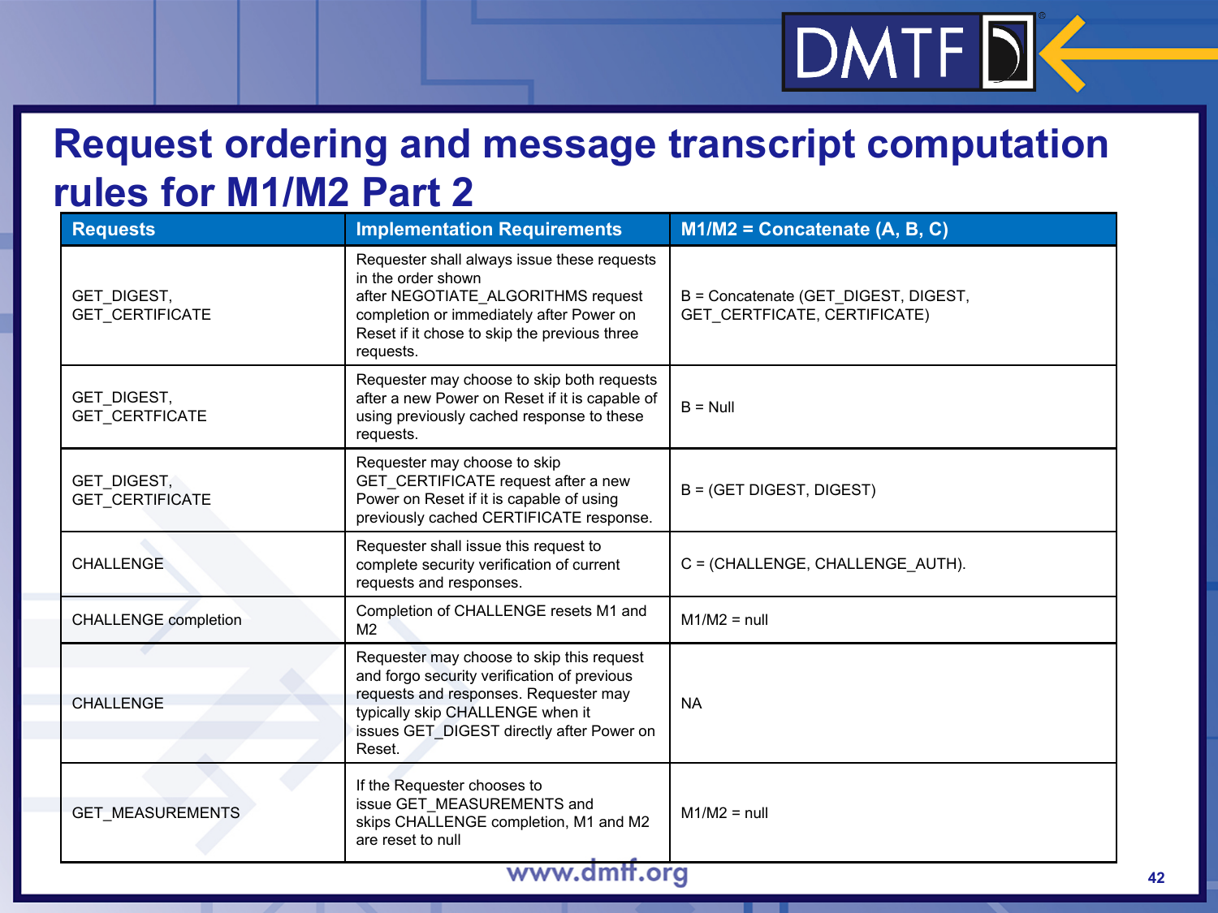# Request ordering and message transcript computation rules for M1/M2 Part 2

| Requests | Implementation Requirements | M1/M2 = Concatenate (A, B, C) |
| --- | --- | --- |
| GET_DIGEST, GET_CERTIFICATE | Requester shall always issue these requests in the order shown after NEGOTIATE_ALGORITHMS request completion or immediately after Power on Reset if it chose to skip the previous three requests. | B = Concatenate (GET_DIGEST, DIGEST, GET_CERTFICATE, CERTIFICATE) |
| GET_DIGEST, GET_CERTFICATE | Requester may choose to skip both requests after a new Power on Reset if it is capable of using previously cached response to these requests. | B = Null |
| GET_DIGEST, GET_CERTIFICATE | Requester may choose to skip GET_CERTIFICATE request after a new Power on Reset if it is capable of using previously cached CERTIFICATE response. | B = (GET DIGEST, DIGEST) |
| CHALLENGE | Requester shall issue this request to complete security verification of current requests and responses. | C = (CHALLENGE, CHALLENGE_AUTH). |
| CHALLENGE completion | Completion of CHALLENGE resets M1 and M2 | M1/M2 = null |
| CHALLENGE | Requester may choose to skip this request and forgo security verification of previous requests and responses. Requester may typically skip CHALLENGE when it issues GET_DIGEST directly after Power on Reset. | NA |
| GET_MEASUREMENTS | If the Requester chooses to issue GET_MEASUREMENTS and skips CHALLENGE completion, M1 and M2 are reset to null | M1/M2 = null |

www.dmtf.org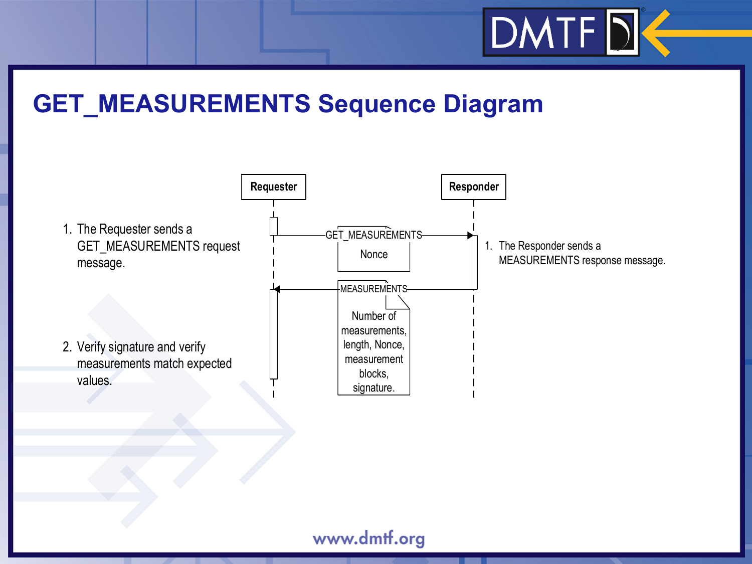# GET_MEASUREMENTS Sequence Diagram

1. The Requester sends a GET_MEASUREMENTS request message.
2. Verify signature and verify measurements match expected values.

Requester

Responder

GET_MEASUREMENTS

Nonce

MEASUREMENTS

Number of measurements, length, Nonce, measurement blocks, signature.

1. The Responder sends a MEASUREMENTS response message.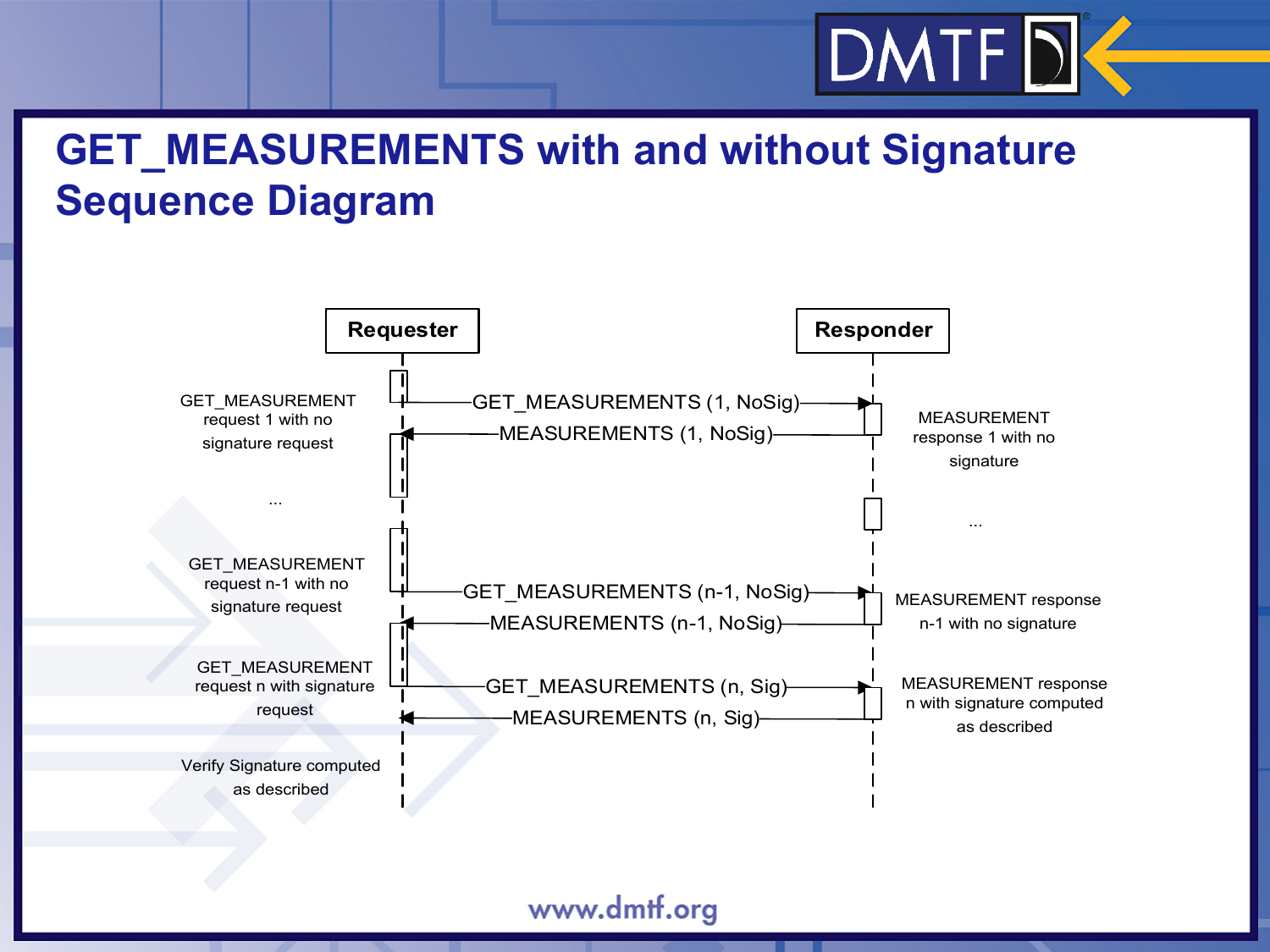# GET_MEASUREMENTS with and without Signature Sequence Diagram

Requester

Responder

GET_MEASUREMENT request 1 with no signature request

GET_MEASUREMENTS (1, NoSig)

MEASUREMENTS (1, NoSig)

MEASUREMENT response 1 with no signature

...

...

GET_MEASUREMENT request n-1 with no signature request

GET_MEASUREMENTS (n-1, NoSig)

MEASUREMENTS (n-1, NoSig)

MEASUREMENT response n-1 with no signature

GET_MEASUREMENT request n with signature request

GET_MEASUREMENTS (n, Sig)

MEASUREMENTS (n, Sig)

MEASUREMENT response n with signature computed as described

Verify Signature computed as described

www.dmtf.org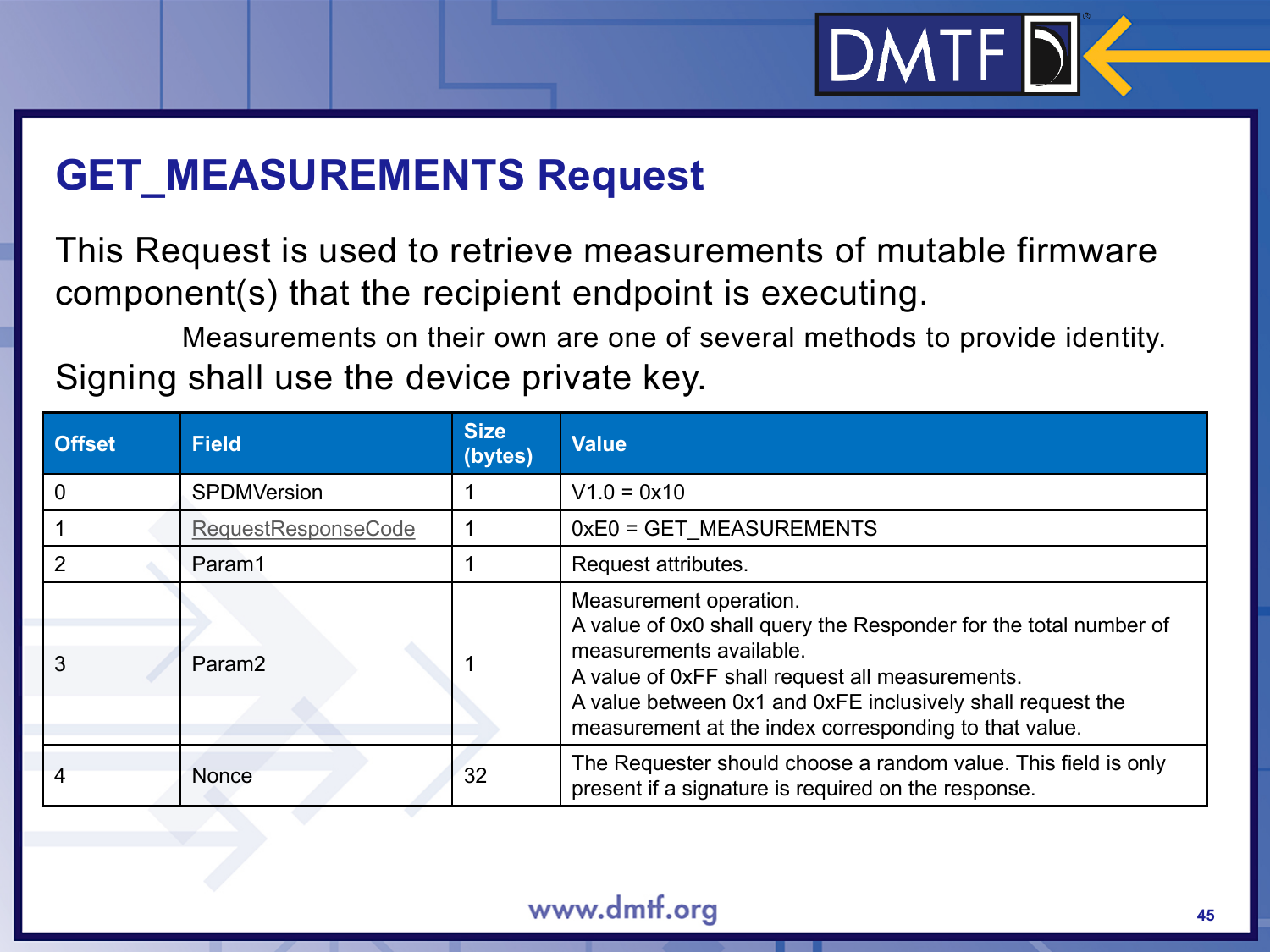# GET_MEASUREMENTS Request

This Request is used to retrieve measurements of mutable firmware component(s) that the recipient endpoint is executing.

Measurements on their own are one of several methods to provide identity.

Signing shall use the device private key.

| Offset | Field | Size (bytes) | Value |
|---|---|---|---|
| 0 | SPDMVersion | 1 | V1.0 = 0x10 |
| 1 | RequestResponseCode | 1 | 0xE0 = GET_MEASUREMENTS |
| 2 | Param1 | 1 | Request attributes. |
| 3 | Param2 | 1 | Measurement operation.<br>A value of 0x0 shall query the Responder for the total number of measurements available.<br>A value of 0xFF shall request all measurements.<br>A value between 0x1 and 0xFE inclusively shall request the measurement at the index corresponding to that value. |
| 4 | Nonce | 32 | The Requester should choose a random value. This field is only present if a signature is required on the response. |

www.dmtf.org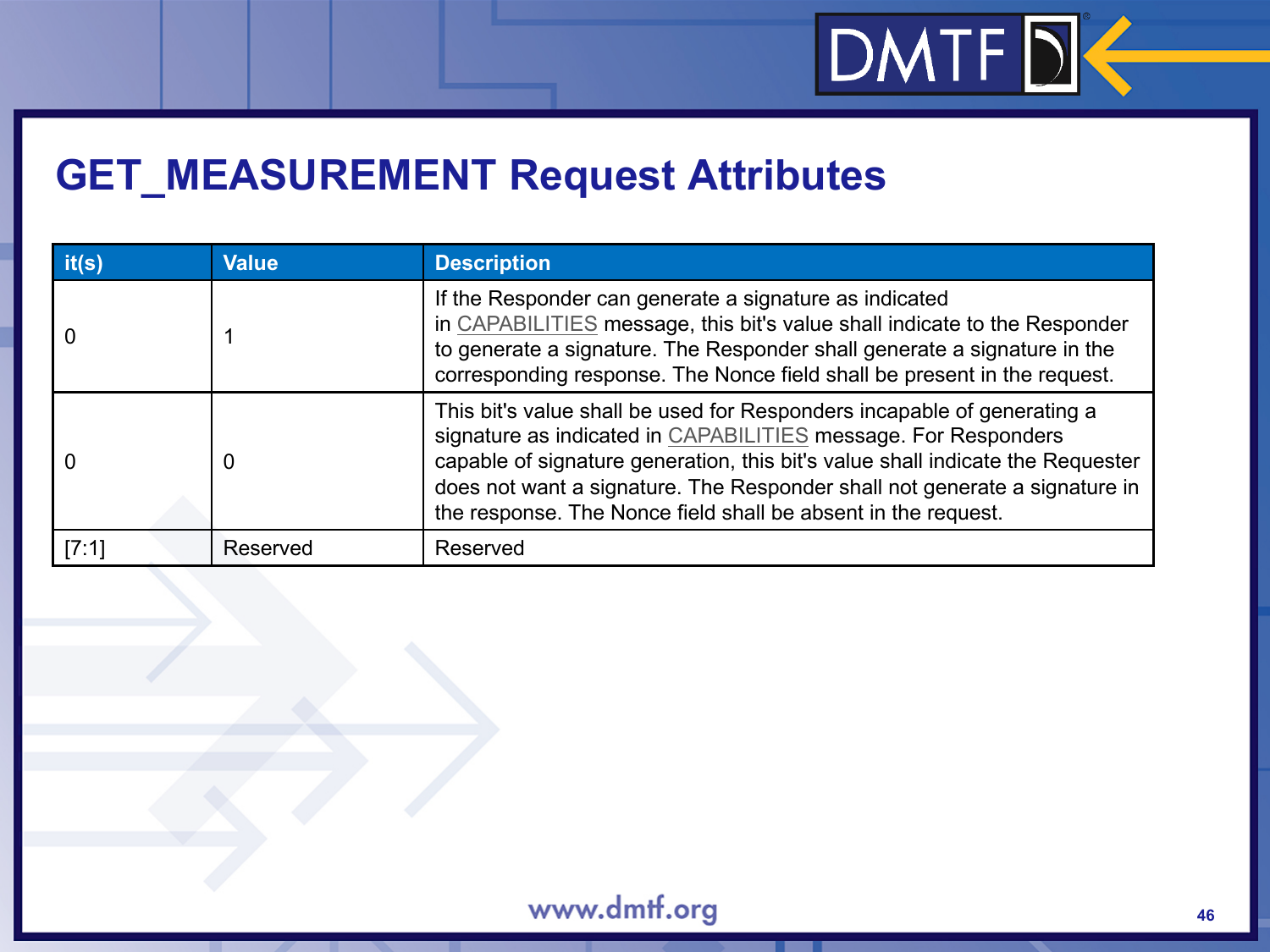# GET_MEASUREMENT Request Attributes

| it(s) | Value | Description |
| --- | --- | --- |
| 0 | 1 | If the Responder can generate a signature as indicated in CAPABILITIES message, this bit's value shall indicate to the Responder to generate a signature. The Responder shall generate a signature in the corresponding response. The Nonce field shall be present in the request. |
| 0 | 0 | This bit's value shall be used for Responders incapable of generating a signature as indicated in CAPABILITIES message. For Responders capable of signature generation, this bit's value shall indicate the Requester does not want a signature. The Responder shall not generate a signature in the response. The Nonce field shall be absent in the request. |
| [7:1] | Reserved | Reserved |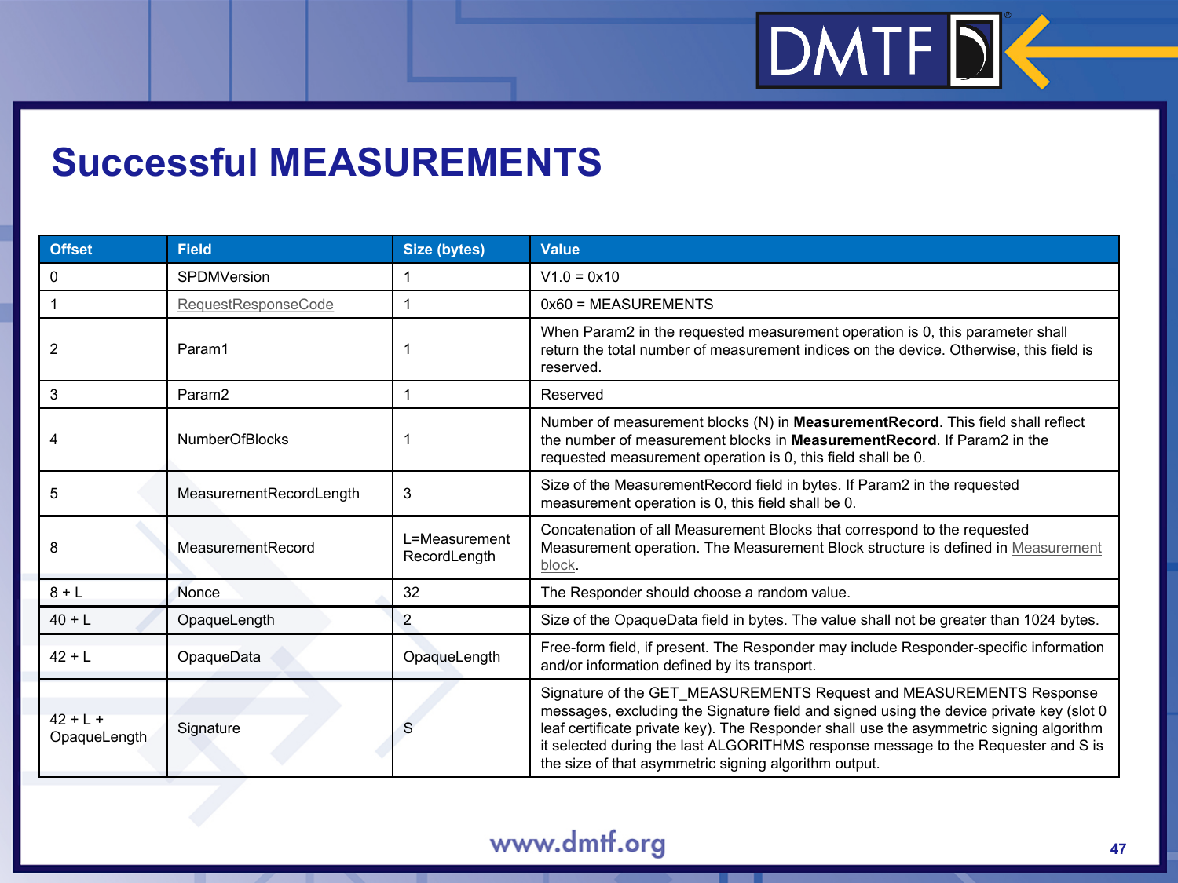# Successful MEASUREMENTS

| Offset | Field | Size (bytes) | Value |
|---|---|---|---|
| 0 | SPDMVersion | 1 | V1.0 = 0x10 |
| 1 | RequestResponseCode | 1 | 0x60 = MEASUREMENTS |
| 2 | Param1 | 1 | When Param2 in the requested measurement operation is 0, this parameter shall return the total number of measurement indices on the device. Otherwise, this field is reserved. |
| 3 | Param2 | 1 | Reserved |
| 4 | NumberOfBlocks | 1 | Number of measurement blocks (N) in **MeasurementRecord**. This field shall reflect the number of measurement blocks in **MeasurementRecord**. If Param2 in the requested measurement operation is 0, this field shall be 0. |
| 5 | MeasurementRecordLength | 3 | Size of the MeasurementRecord field in bytes. If Param2 in the requested measurement operation is 0, this field shall be 0. |
| 8 | MeasurementRecord | L=Measurement RecordLength | Concatenation of all Measurement Blocks that correspond to the requested Measurement operation. The Measurement Block structure is defined in Measurement block. |
| 8 + L | Nonce | 32 | The Responder should choose a random value. |
| 40 + L | OpaqueLength | 2 | Size of the OpaqueData field in bytes. The value shall not be greater than 1024 bytes. |
| 42 + L | OpaqueData | OpaqueLength | Free-form field, if present. The Responder may include Responder-specific information and/or information defined by its transport. |
| 42 + L + OpaqueLength | Signature | S | Signature of the GET_MEASUREMENTS Request and MEASUREMENTS Response messages, excluding the Signature field and signed using the device private key (slot 0 leaf certificate private key). The Responder shall use the asymmetric signing algorithm it selected during the last ALGORITHMS response message to the Requester and S is the size of that asymmetric signing algorithm output. |

www.dmtf.org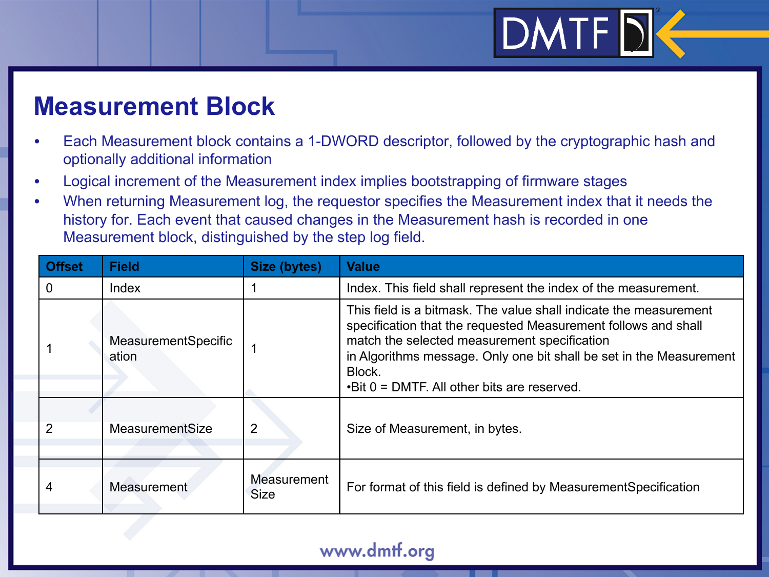# Measurement Block

- Each Measurement block contains a 1-DWORD descriptor, followed by the cryptographic hash and optionally additional information
- Logical increment of the Measurement index implies bootstrapping of firmware stages
- When returning Measurement log, the requestor specifies the Measurement index that it needs the history for. Each event that caused changes in the Measurement hash is recorded in one Measurement block, distinguished by the step log field.

| Offset | Field | Size (bytes) | Value |
|---|---|---|---|
| 0 | Index | 1 | Index. This field shall represent the index of the measurement. |
| 1 | MeasurementSpecification | 1 | This field is a bitmask. The value shall indicate the measurement specification that the requested Measurement follows and shall match the selected measurement specification in Algorithms message. Only one bit shall be set in the Measurement Block. •Bit 0 = DMTF. All other bits are reserved. |
| 2 | MeasurementSize | 2 | Size of Measurement, in bytes. |
| 4 | Measurement | Measurement Size | For format of this field is defined by MeasurementSpecification |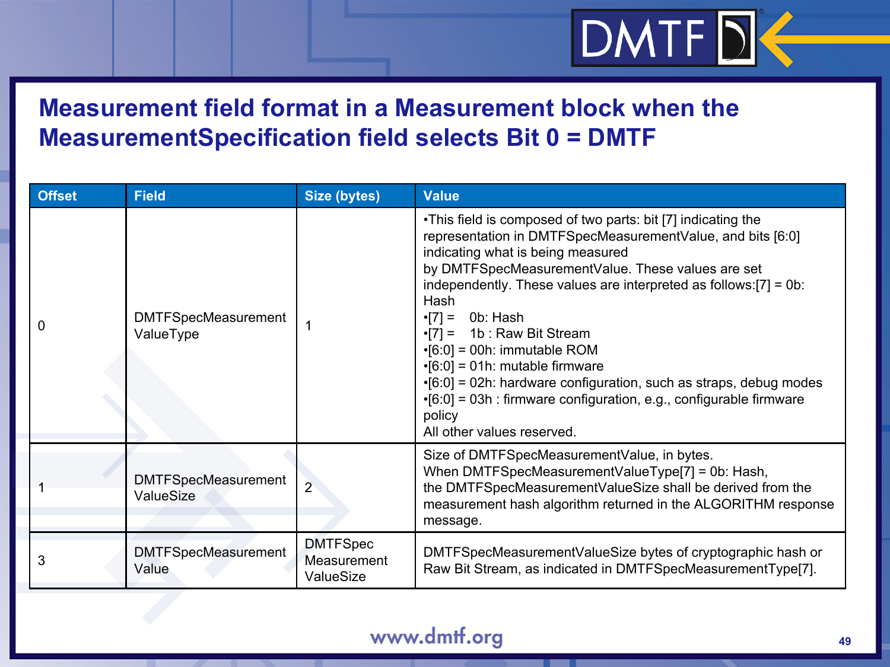# Measurement field format in a Measurement block when the MeasurementSpecification field selects Bit 0 = DMTF

| Offset | Field | Size (bytes) | Value |
|---|---|---|---|
| 0 | DMTFSpecMeasurement ValueType | 1 | •This field is composed of two parts: bit [7] indicating the representation in DMTFSpecMeasurementValue, and bits [6:0] indicating what is being measured by DMTFSpecMeasurementValue. These values are set independently. These values are interpreted as follows:[7] = 0b: Hash<br>•[7] = 0b: Hash<br>•[7] = 1b : Raw Bit Stream<br>•[6:0] = 00h: immutable ROM<br>•[6:0] = 01h: mutable firmware<br>•[6:0] = 02h: hardware configuration, such as straps, debug modes<br>•[6:0] = 03h : firmware configuration, e.g., configurable firmware policy<br>All other values reserved. |
| 1 | DMTFSpecMeasurement ValueSize | 2 | Size of DMTFSpecMeasurementValue, in bytes.<br>When DMTFSpecMeasurementValueType[7] = 0b: Hash, the DMTFSpecMeasurementValueSize shall be derived from the measurement hash algorithm returned in the ALGORITHM response message. |
| 3 | DMTFSpecMeasurement Value | DMTFSpec Measurement ValueSize | DMTFSpecMeasurementValueSize bytes of cryptographic hash or Raw Bit Stream, as indicated in DMTFSpecMeasurementType[7]. |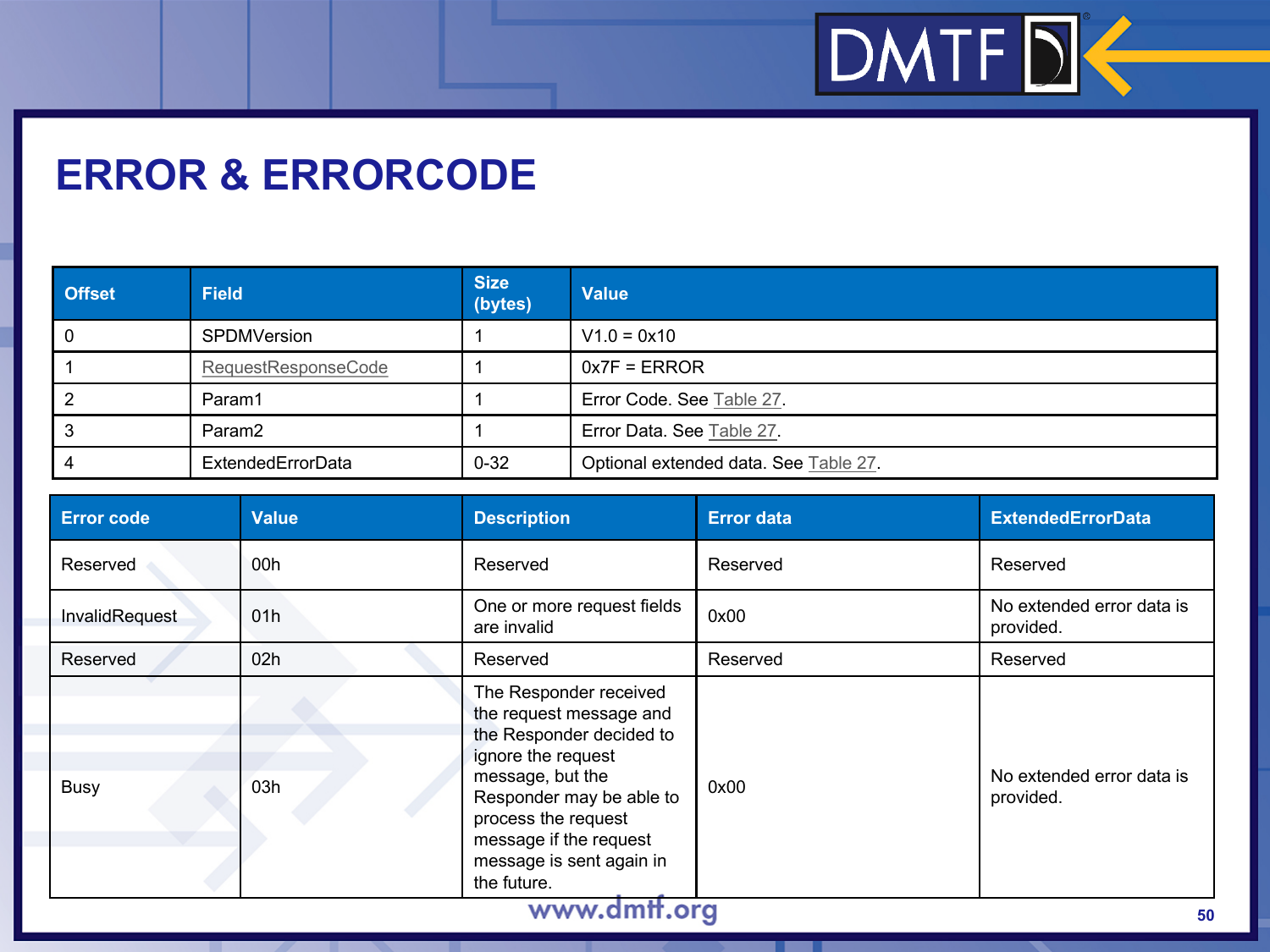# ERROR & ERRORCODE

| Offset | Field | Size (bytes) | Value |
|---|---|---|---|
| 0 | SPDMVersion | 1 | V1.0 = 0x10 |
| 1 | RequestResponseCode | 1 | 0x7F = ERROR |
| 2 | Param1 | 1 | Error Code. See Table 27. |
| 3 | Param2 | 1 | Error Data. See Table 27. |
| 4 | ExtendedErrorData | 0-32 | Optional extended data. See Table 27. |

| Error code | Value | Description | Error data | ExtendedErrorData |
|---|---|---|---|---|
| Reserved | 00h | Reserved | Reserved | Reserved |
| InvalidRequest | 01h | One or more request fields are invalid | 0x00 | No extended error data is provided. |
| Reserved | 02h | Reserved | Reserved | Reserved |
| Busy | 03h | The Responder received the request message and the Responder decided to ignore the request message, but the Responder may be able to process the request message if the request message is sent again in the future. | 0x00 | No extended error data is provided. |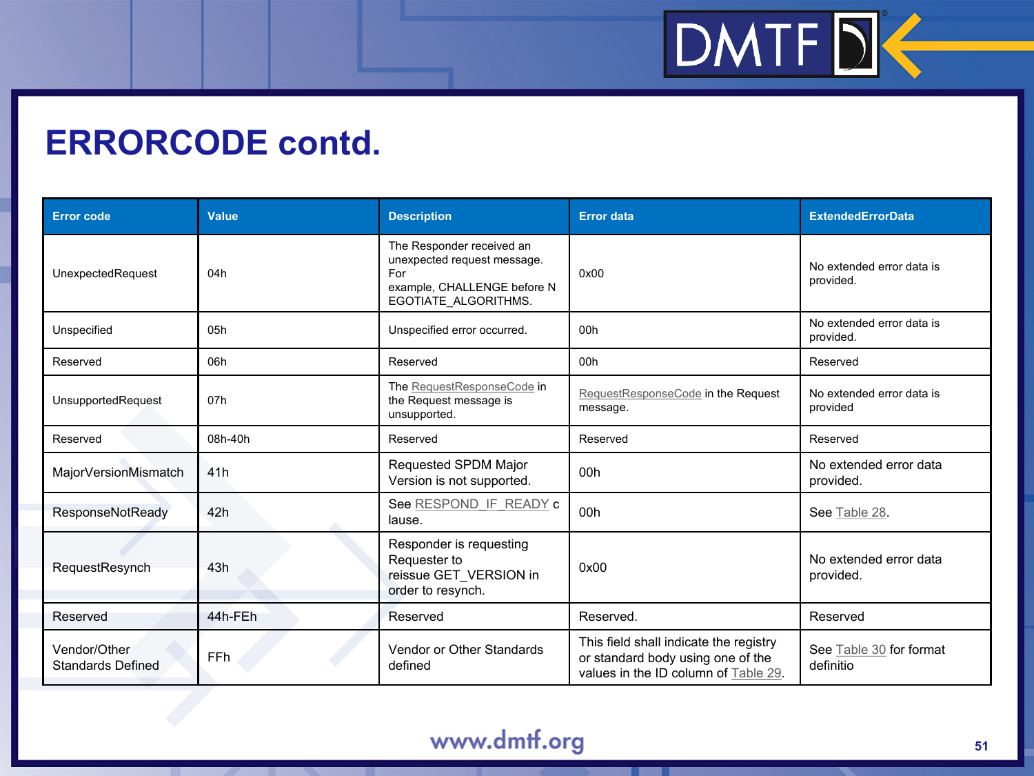# ERRORCODE contd.

| Error code | Value | Description | Error data | ExtendedErrorData |
|---|---|---|---|---|
| UnexpectedRequest | 04h | The Responder received an unexpected request message. For example, CHALLENGE before N EGOTIATE_ALGORITHMS. | 0x00 | No extended error data is provided. |
| Unspecified | 05h | Unspecified error occurred. | 00h | No extended error data is provided. |
| Reserved | 06h | Reserved | 00h | Reserved |
| UnsupportedRequest | 07h | The RequestResponseCode in the Request message is unsupported. | RequestResponseCode in the Request message. | No extended error data is provided |
| Reserved | 08h-40h | Reserved | Reserved | Reserved |
| MajorVersionMismatch | 41h | Requested SPDM Major Version is not supported. | 00h | No extended error data provided. |
| ResponseNotReady | 42h | See RESPOND_IF_READY c lause. | 00h | See Table 28. |
| RequestResynch | 43h | Responder is requesting Requester to reissue GET_VERSION in order to resynch. | 0x00 | No extended error data provided. |
| Reserved | 44h-FEh | Reserved | Reserved. | Reserved |
| Vendor/Other Standards Defined | FFh | Vendor or Other Standards defined | This field shall indicate the registry or standard body using one of the values in the ID column of Table 29. | See Table 30 for format definitio |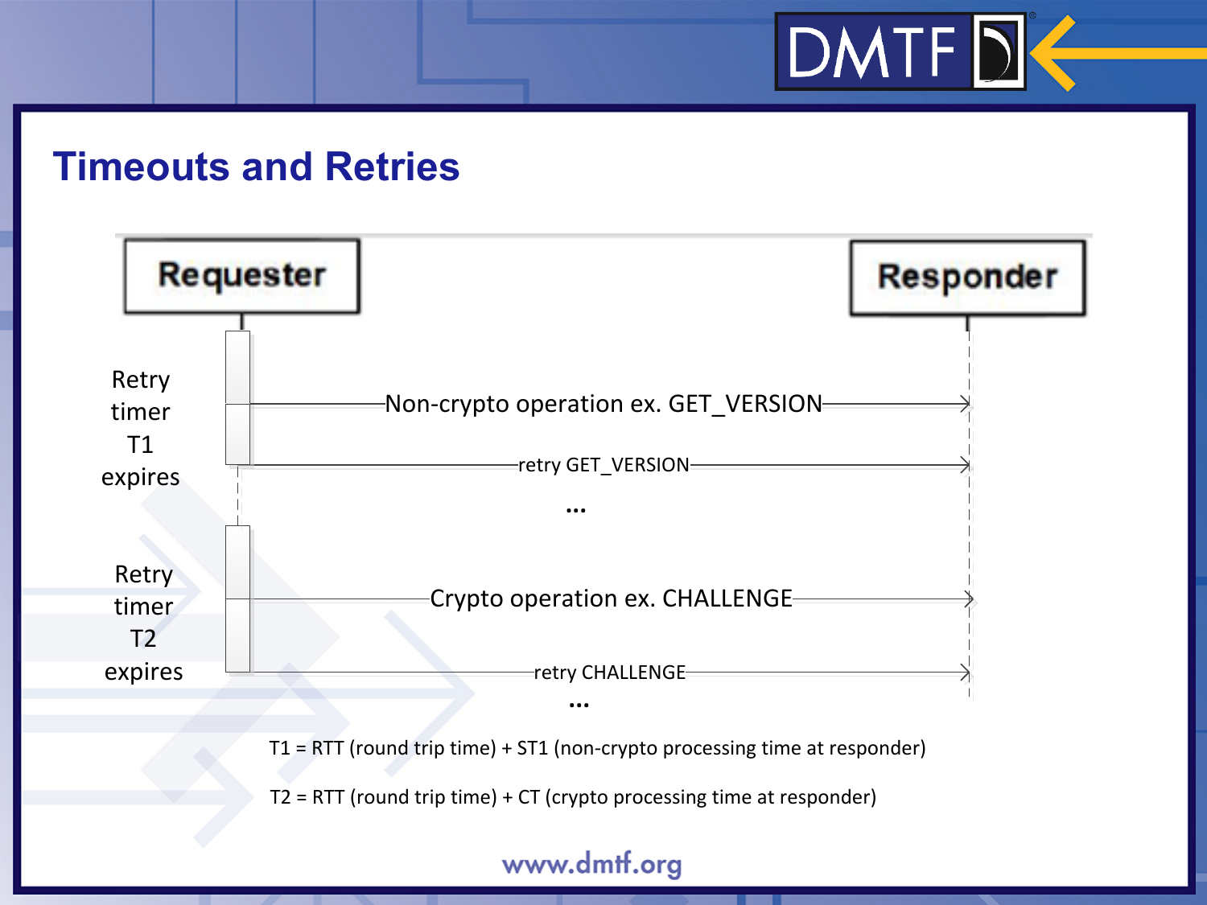# Timeouts and Retries

Requester

Responder

Retry timer T1 expires

Non-crypto operation ex. GET_VERSION

retry GET_VERSION

...

Retry timer T2 expires

Crypto operation ex. CHALLENGE

retry CHALLENGE

...

T1 = RTT (round trip time) + ST1 (non-crypto processing time at responder)

T2 = RTT (round trip time) + CT (crypto processing time at responder)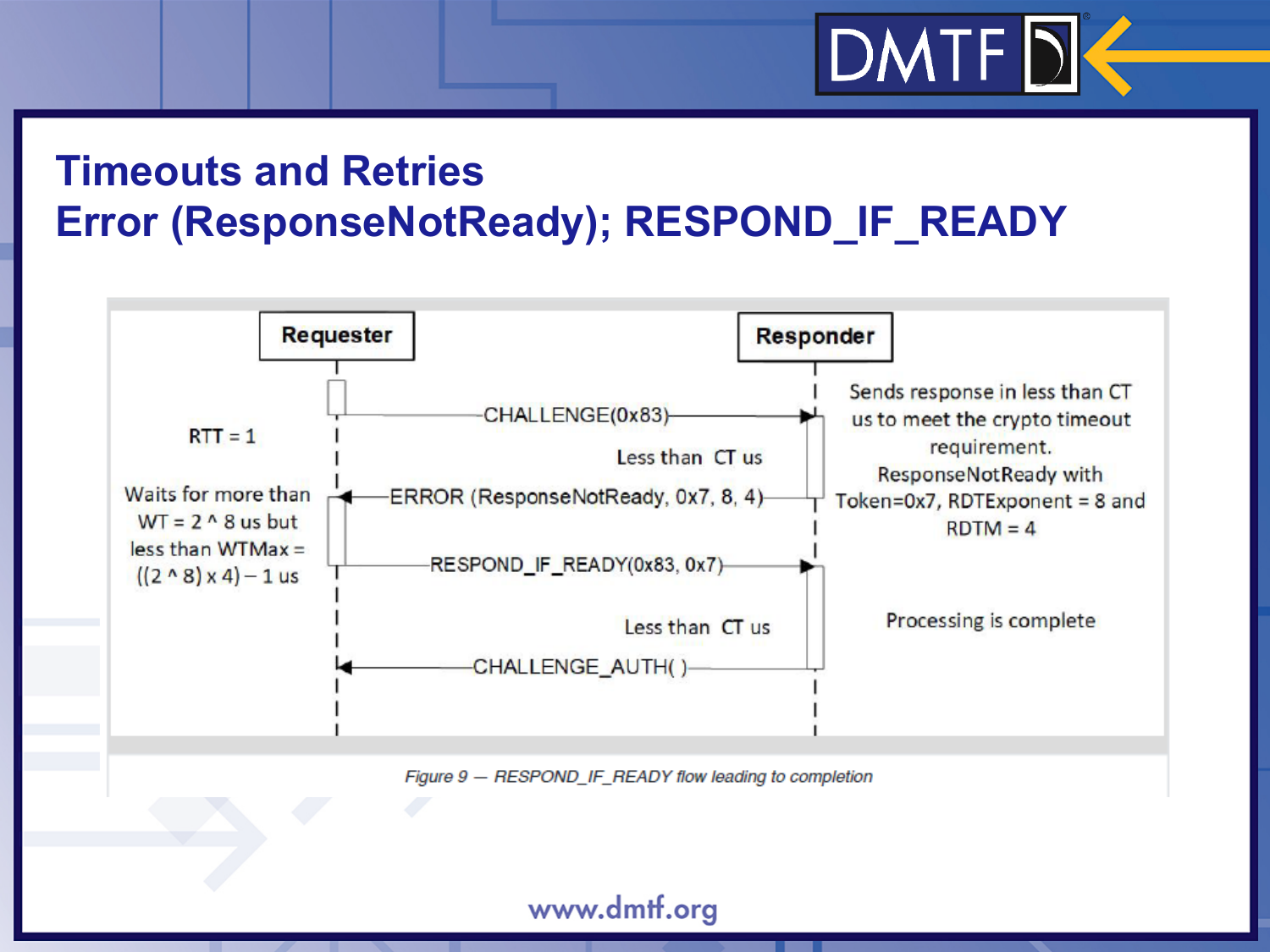# Timeouts and Retries
# Error (ResponseNotReady); RESPOND_IF_READY

Requester

Responder

CHALLENGE(0x83)

RTT = 1

Sends response in less than CT us to meet the crypto timeout requirement.

Less than CT us

ResponseNotReady with Token=0x7, RDTExponent = 8 and RDTM = 4

ERROR (ResponseNotReady, 0x7, 8, 4)

Waits for more than WT = 2 ^ 8 us but less than WTMax = ((2 ^ 8) x 4) – 1 us

RESPOND_IF_READY(0x83, 0x7)

Less than CT us

Processing is complete

CHALLENGE_AUTH( )

*Figure 9 — RESPOND_IF_READY flow leading to completion*

www.dmtf.org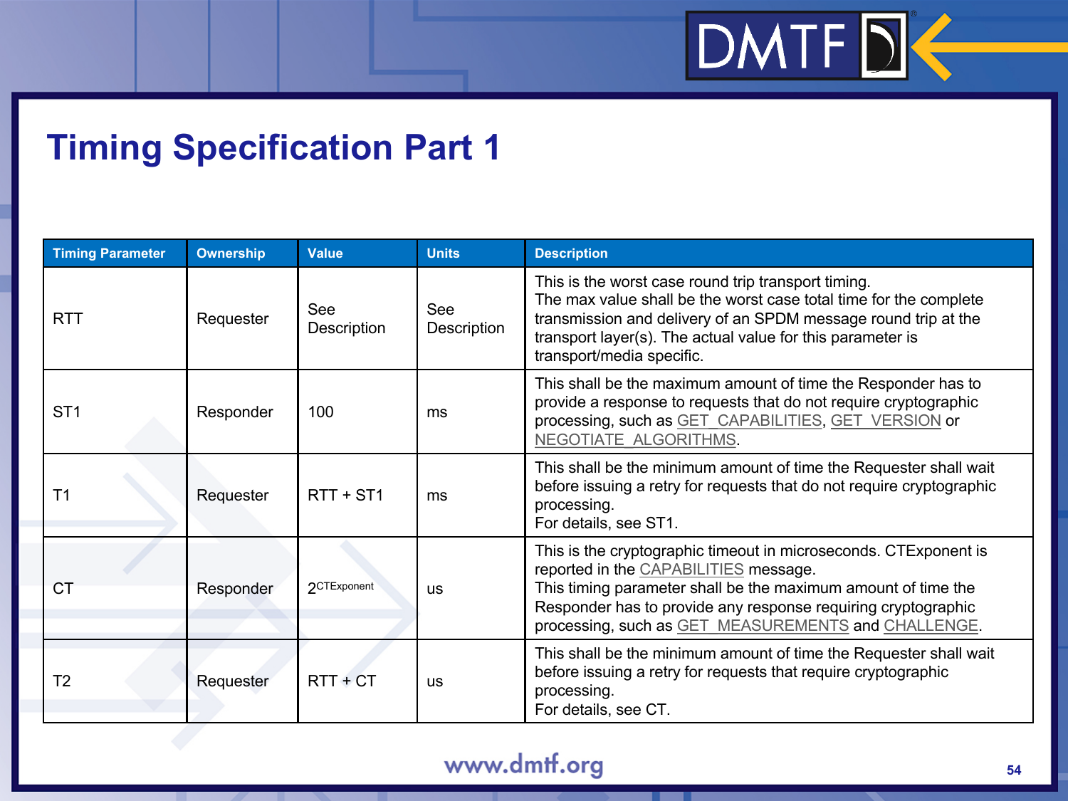# Timing Specification Part 1

| Timing Parameter | Ownership | Value | Units | Description |
|---|---|---|---|---|
| RTT | Requester | See Description | See Description | This is the worst case round trip transport timing.<br>The max value shall be the worst case total time for the complete transmission and delivery of an SPDM message round trip at the transport layer(s). The actual value for this parameter is transport/media specific. |
| ST1 | Responder | 100 | ms | This shall be the maximum amount of time the Responder has to provide a response to requests that do not require cryptographic processing, such as GET_CAPABILITIES, GET_VERSION or NEGOTIATE_ALGORITHMS. |
| T1 | Requester | RTT + ST1 | ms | This shall be the minimum amount of time the Requester shall wait before issuing a retry for requests that do not require cryptographic processing.<br>For details, see ST1. |
| CT | Responder | $2^{CTExponent}$ | us | This is the cryptographic timeout in microseconds. CTExponent is reported in the CAPABILITIES message.<br>This timing parameter shall be the maximum amount of time the Responder has to provide any response requiring cryptographic processing, such as GET_MEASUREMENTS and CHALLENGE. |
| T2 | Requester | RTT + CT | us | This shall be the minimum amount of time the Requester shall wait before issuing a retry for requests that require cryptographic processing.<br>For details, see CT. |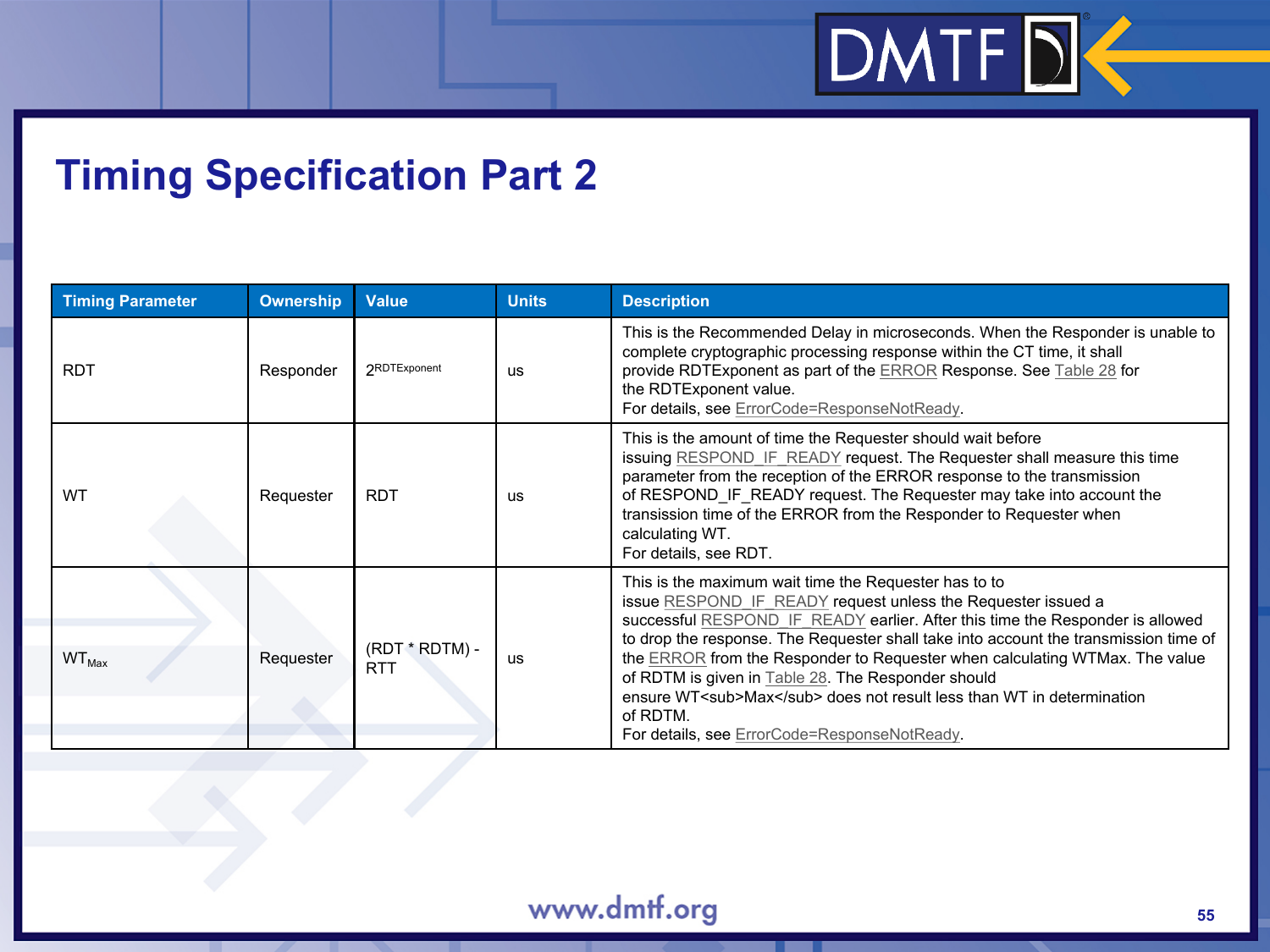# Timing Specification Part 2

| Timing Parameter | Ownership | Value | Units | Description |
|---|---|---|---|---|
| RDT | Responder | $2^{RDTExponent}$ | us | This is the Recommended Delay in microseconds. When the Responder is unable to complete cryptographic processing response within the CT time, it shall provide RDTExponent as part of the ERROR Response. See Table 28 for the RDTExponent value. For details, see ErrorCode=ResponseNotReady. |
| WT | Requester | RDT | us | This is the amount of time the Requester should wait before issuing RESPOND_IF_READY request. The Requester shall measure this time parameter from the reception of the ERROR response to the transmission of RESPOND_IF_READY request. The Requester may take into account the transission time of the ERROR from the Responder to Requester when calculating WT. For details, see RDT. |
| $WT_{Max}$ | Requester | (RDT * RDTM) - RTT | us | This is the maximum wait time the Requester has to to issue RESPOND_IF_READY request unless the Requester issued a successful RESPOND_IF_READY earlier. After this time the Responder is allowed to drop the response. The Requester shall take into account the transmission time of the ERROR from the Responder to Requester when calculating WTMax. The value of RDTM is given in Table 28. The Responder should ensure WT<sub>Max</sub> does not result less than WT in determination of RDTM. For details, see ErrorCode=ResponseNotReady. |

www.dmtf.org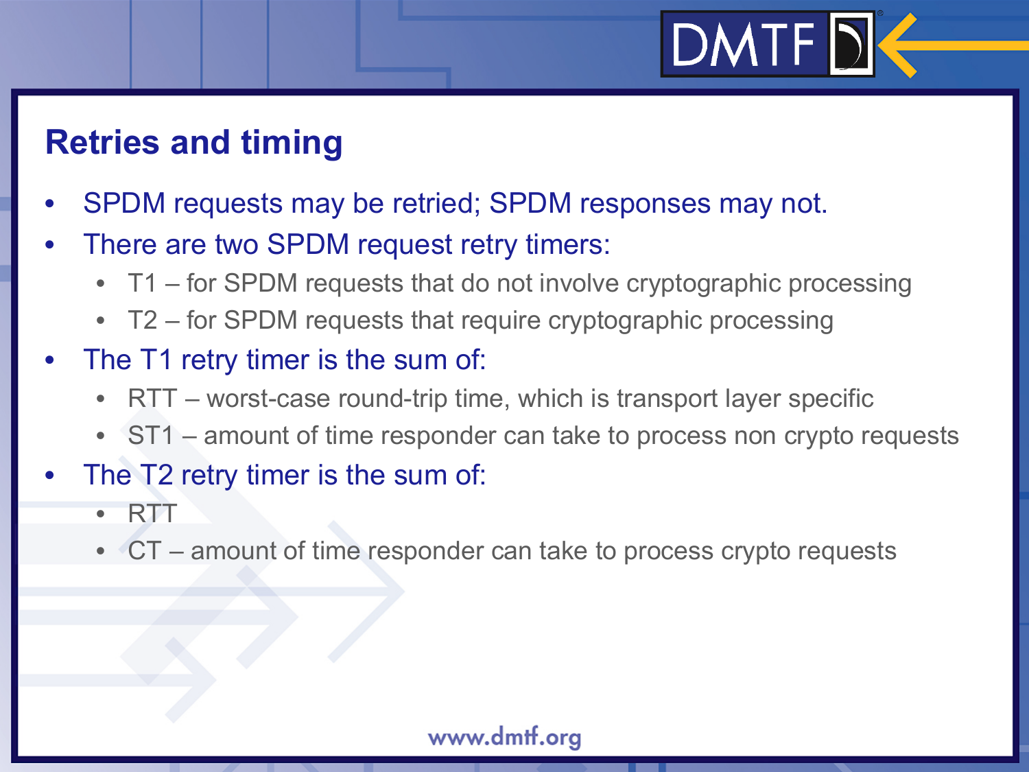# Retries and timing

- SPDM requests may be retried; SPDM responses may not.
- There are two SPDM request retry timers:
  - T1 – for SPDM requests that do not involve cryptographic processing
  - T2 – for SPDM requests that require cryptographic processing
- The T1 retry timer is the sum of:
  - RTT – worst-case round-trip time, which is transport layer specific
  - ST1 – amount of time responder can take to process non crypto requests
- The T2 retry timer is the sum of:
  - RTT
  - CT – amount of time responder can take to process crypto requests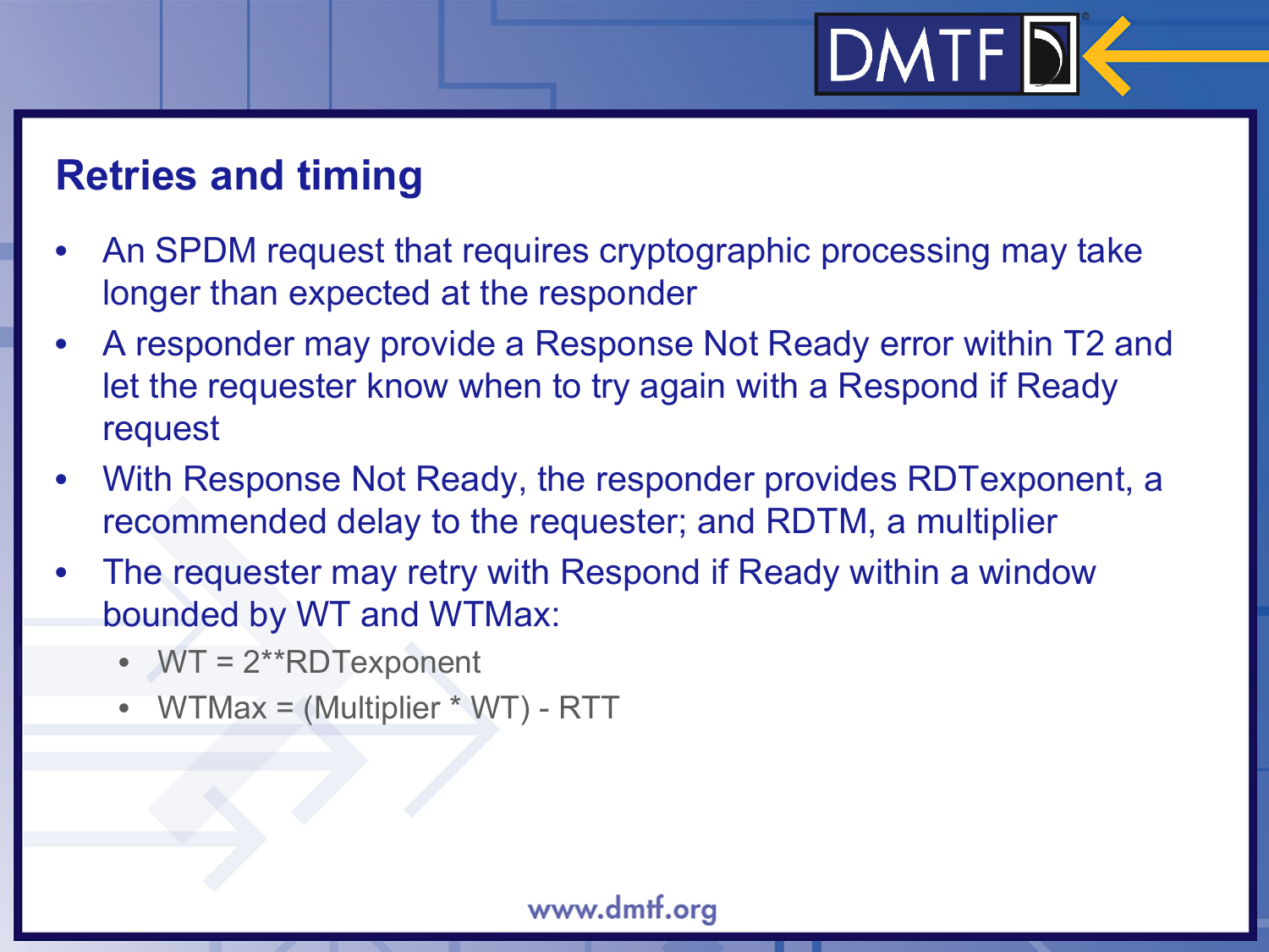## Retries and timing

- An SPDM request that requires cryptographic processing may take longer than expected at the responder
- A responder may provide a Response Not Ready error within T2 and let the requester know when to try again with a Respond if Ready request
- With Response Not Ready, the responder provides RDTexponent, a recommended delay to the requester; and RDTM, a multiplier
- The requester may retry with Respond if Ready within a window bounded by WT and WTMax:
  - WT = 2**RDTexponent
  - WTMax = (Multiplier * WT) - RTT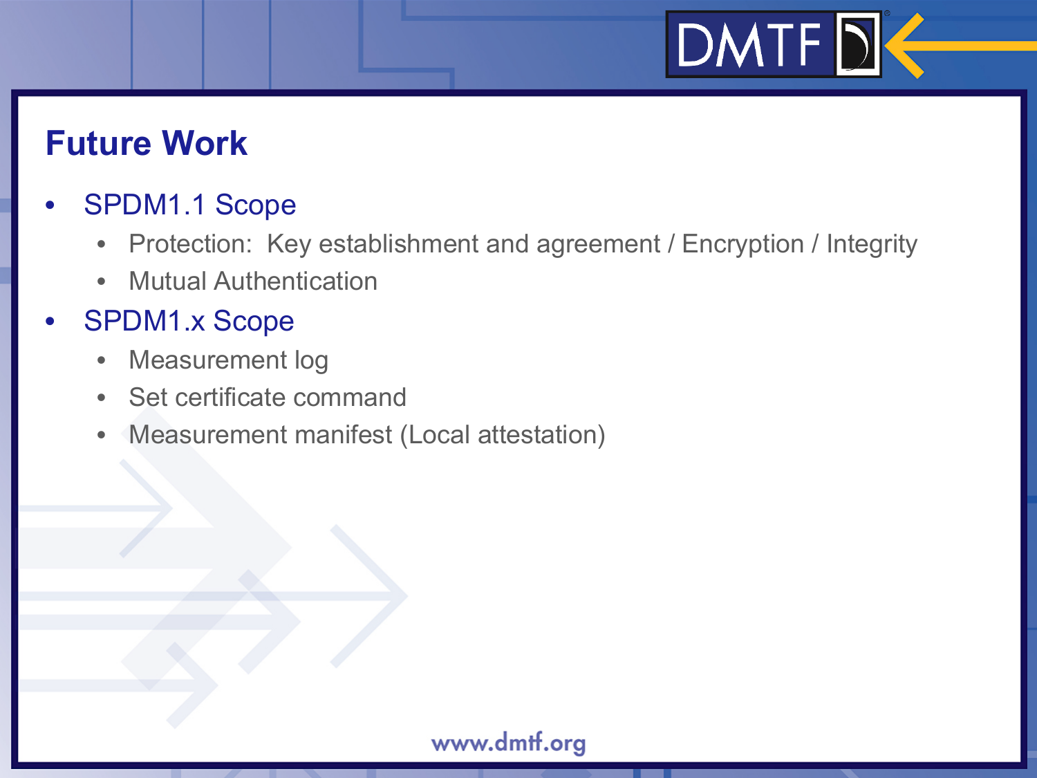# Future Work

- SPDM1.1 Scope
  - Protection: Key establishment and agreement / Encryption / Integrity
  - Mutual Authentication
- SPDM1.x Scope
  - Measurement log
  - Set certificate command
  - Measurement manifest (Local attestation)